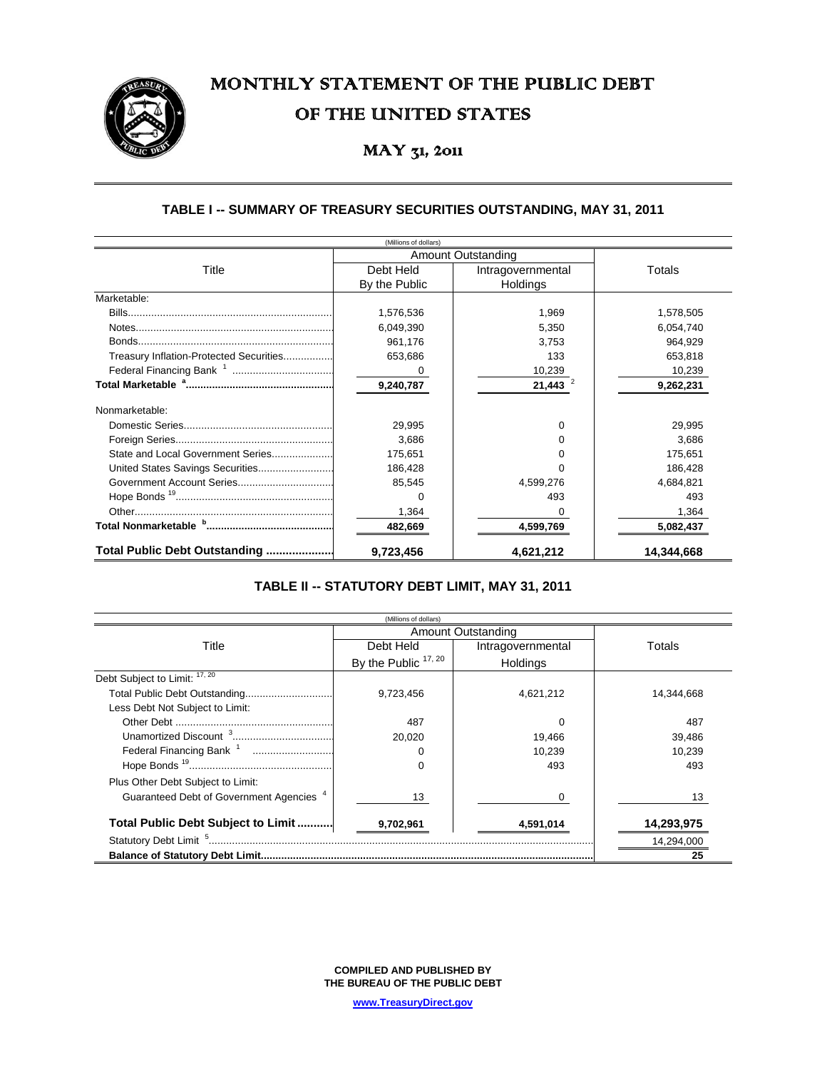# MONTHLY STATEMENT OF THE PUBLIC DEBT

# OF THE UNITED STATES

## MAY 31, 2011

### TABLE I -- SUMMARY OF TREASURY SECURITIES OUTSTANDING, MAY 31, 2011

(Millions of dollars)

| Title | Amount Outstanding | | Totals |
|---|---|---|---|
| | Debt Held By the Public | Intragovernmental Holdings | |
| Marketable: | | | |
| Bills | 1,576,536 | 1,969 | 1,578,505 |
| Notes | 6,049,390 | 5,350 | 6,054,740 |
| Bonds | 961,176 | 3,753 | 964,929 |
| Treasury Inflation-Protected Securities | 653,686 | 133 | 653,818 |
| Federal Financing Bank [1] | 0 | 10,239 | 10,239 |
| **Total Marketable [a]** | **9,240,787** | **21,443** [2] | **9,262,231** |
| Nonmarketable: | | | |
| Domestic Series | 29,995 | 0 | 29,995 |
| Foreign Series | 3,686 | 0 | 3,686 |
| State and Local Government Series | 175,651 | 0 | 175,651 |
| United States Savings Securities | 186,428 | 0 | 186,428 |
| Government Account Series | 85,545 | 4,599,276 | 4,684,821 |
| Hope Bonds [19] | 0 | 493 | 493 |
| Other | 1,364 | 0 | 1,364 |
| **Total Nonmarketable [b]** | **482,669** | **4,599,769** | **5,082,437** |
| **Total Public Debt Outstanding** | **9,723,456** | **4,621,212** | **14,344,668** |

### TABLE II -- STATUTORY DEBT LIMIT, MAY 31, 2011

(Millions of dollars)

| Title | Amount Outstanding | | Totals |
|---|---|---|---|
| | Debt Held By the Public [17, 20] | Intragovernmental Holdings | |
| Debt Subject to Limit: [17, 20] | | | |
| Total Public Debt Outstanding | 9,723,456 | 4,621,212 | 14,344,668 |
| Less Debt Not Subject to Limit: | | | |
| Other Debt | 487 | 0 | 487 |
| Unamortized Discount [3] | 20,020 | 19,466 | 39,486 |
| Federal Financing Bank [1] | 0 | 10,239 | 10,239 |
| Hope Bonds [19] | 0 | 493 | 493 |
| Plus Other Debt Subject to Limit: | | | |
| Guaranteed Debt of Government Agencies [4] | 13 | 0 | 13 |
| **Total Public Debt Subject to Limit** | **9,702,961** | **4,591,014** | **14,293,975** |
| Statutory Debt Limit [5] | | | 14,294,000 |
| **Balance of Statutory Debt Limit** | | | **25** |

**COMPILED AND PUBLISHED BY THE BUREAU OF THE PUBLIC DEBT**

**www.TreasuryDirect.gov**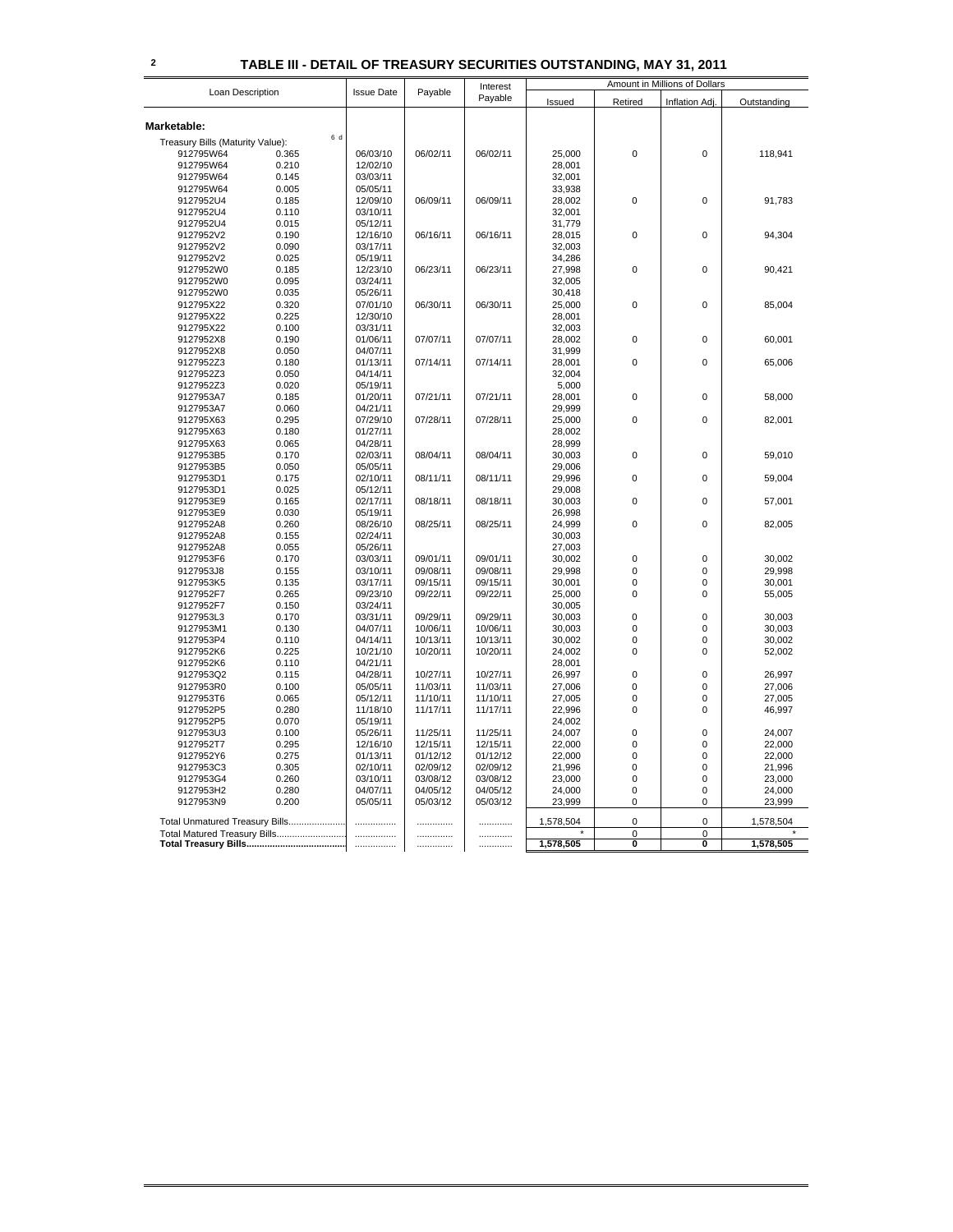## TABLE III - DETAIL OF TREASURY SECURITIES OUTSTANDING, MAY 31, 2011

| Loan Description | | Issue Date | Payable | Interest Payable | Amount in Millions of Dollars | | | |
|---|---|---|---|---|---|---|---|---|
| | | | | | Issued | Retired | Inflation Adj. | Outstanding |
| **Marketable:** | | | | | | | | |
| Treasury Bills (Maturity Value): | 6 d | | | | | | | |
| 912795W64 | 0.365 | 06/03/10 | 06/02/11 | 06/02/11 | 25,000 | 0 | 0 | 118,941 |
| 912795W64 | 0.210 | 12/02/10 | | | 28,001 | | | |
| 912795W64 | 0.145 | 03/03/11 | | | 32,001 | | | |
| 912795W64 | 0.005 | 05/05/11 | | | 33,938 | | | |
| 9127952U4 | 0.185 | 12/09/10 | 06/09/11 | 06/09/11 | 28,002 | 0 | 0 | 91,783 |
| 9127952U4 | 0.110 | 03/10/11 | | | 32,001 | | | |
| 9127952U4 | 0.015 | 05/12/11 | | | 31,779 | | | |
| 9127952V2 | 0.190 | 12/16/10 | 06/16/11 | 06/16/11 | 28,015 | 0 | 0 | 94,304 |
| 9127952V2 | 0.090 | 03/17/11 | | | 32,003 | | | |
| 9127952V2 | 0.025 | 05/19/11 | | | 34,286 | | | |
| 9127952W0 | 0.185 | 12/23/10 | 06/23/11 | 06/23/11 | 27,998 | 0 | 0 | 90,421 |
| 9127952W0 | 0.095 | 03/24/11 | | | 32,005 | | | |
| 9127952W0 | 0.035 | 05/26/11 | | | 30,418 | | | |
| 912795X22 | 0.320 | 07/01/10 | 06/30/11 | 06/30/11 | 25,000 | 0 | 0 | 85,004 |
| 912795X22 | 0.225 | 12/30/10 | | | 28,001 | | | |
| 912795X22 | 0.100 | 03/31/11 | | | 32,003 | | | |
| 9127952X8 | 0.190 | 01/06/11 | 07/07/11 | 07/07/11 | 28,002 | 0 | 0 | 60,001 |
| 9127952X8 | 0.050 | 04/07/11 | | | 31,999 | | | |
| 9127952Z3 | 0.180 | 01/13/11 | 07/14/11 | 07/14/11 | 28,001 | 0 | 0 | 65,006 |
| 9127952Z3 | 0.050 | 04/14/11 | | | 32,004 | | | |
| 9127952Z3 | 0.020 | 05/19/11 | | | 5,000 | | | |
| 9127953A7 | 0.185 | 01/20/11 | 07/21/11 | 07/21/11 | 28,001 | 0 | 0 | 58,000 |
| 9127953A7 | 0.060 | 04/21/11 | | | 29,999 | | | |
| 912795X63 | 0.295 | 07/29/10 | 07/28/11 | 07/28/11 | 25,000 | 0 | 0 | 82,001 |
| 912795X63 | 0.180 | 01/27/11 | | | 28,002 | | | |
| 912795X63 | 0.065 | 04/28/11 | | | 28,999 | | | |
| 9127953B5 | 0.170 | 02/03/11 | 08/04/11 | 08/04/11 | 30,003 | 0 | 0 | 59,010 |
| 9127953B5 | 0.050 | 05/05/11 | | | 29,006 | | | |
| 9127953D1 | 0.175 | 02/10/11 | 08/11/11 | 08/11/11 | 29,996 | 0 | 0 | 59,004 |
| 9127953D1 | 0.025 | 05/12/11 | | | 29,008 | | | |
| 9127953E9 | 0.165 | 02/17/11 | 08/18/11 | 08/18/11 | 30,003 | 0 | 0 | 57,001 |
| 9127953E9 | 0.030 | 05/19/11 | | | 26,998 | | | |
| 9127952A8 | 0.260 | 08/26/10 | 08/25/11 | 08/25/11 | 24,999 | 0 | 0 | 82,005 |
| 9127952A8 | 0.155 | 02/24/11 | | | 30,003 | | | |
| 9127952A8 | 0.055 | 05/26/11 | | | 27,003 | | | |
| 9127953F6 | 0.170 | 03/03/11 | 09/01/11 | 09/01/11 | 30,002 | 0 | 0 | 30,002 |
| 9127953J8 | 0.155 | 03/10/11 | 09/08/11 | 09/08/11 | 29,998 | 0 | 0 | 29,998 |
| 9127953K5 | 0.135 | 03/17/11 | 09/15/11 | 09/15/11 | 30,001 | 0 | 0 | 30,001 |
| 9127952F7 | 0.265 | 09/23/10 | 09/22/11 | 09/22/11 | 25,000 | 0 | 0 | 55,005 |
| 9127952F7 | 0.150 | 03/24/11 | | | 30,005 | | | |
| 9127953L3 | 0.170 | 03/31/11 | 09/29/11 | 09/29/11 | 30,003 | 0 | 0 | 30,003 |
| 9127953M1 | 0.130 | 04/07/11 | 10/06/11 | 10/06/11 | 30,003 | 0 | 0 | 30,003 |
| 9127953P4 | 0.110 | 04/14/11 | 10/13/11 | 10/13/11 | 30,002 | 0 | 0 | 30,002 |
| 9127952K6 | 0.225 | 10/21/10 | 10/20/11 | 10/20/11 | 24,002 | 0 | 0 | 52,002 |
| 9127952K6 | 0.110 | 04/21/11 | | | 28,001 | | | |
| 9127953Q2 | 0.115 | 04/28/11 | 10/27/11 | 10/27/11 | 26,997 | 0 | 0 | 26,997 |
| 9127953R0 | 0.100 | 05/05/11 | 11/03/11 | 11/03/11 | 27,006 | 0 | 0 | 27,006 |
| 9127953T6 | 0.065 | 05/12/11 | 11/10/11 | 11/10/11 | 27,005 | 0 | 0 | 27,005 |
| 9127952P5 | 0.280 | 11/18/10 | 11/17/11 | 11/17/11 | 22,996 | 0 | 0 | 46,997 |
| 9127952P5 | 0.070 | 05/19/11 | | | 24,002 | | | |
| 9127953U3 | 0.100 | 05/26/11 | 11/25/11 | 11/25/11 | 24,007 | 0 | 0 | 24,007 |
| 9127952T7 | 0.295 | 12/16/10 | 12/15/11 | 12/15/11 | 22,000 | 0 | 0 | 22,000 |
| 9127952Y6 | 0.275 | 01/13/11 | 01/12/12 | 01/12/12 | 22,000 | 0 | 0 | 22,000 |
| 9127953C3 | 0.305 | 02/10/11 | 02/09/12 | 02/09/12 | 21,996 | 0 | 0 | 21,996 |
| 9127953G4 | 0.260 | 03/10/11 | 03/08/12 | 03/08/12 | 23,000 | 0 | 0 | 23,000 |
| 9127953H2 | 0.280 | 04/07/11 | 04/05/12 | 04/05/12 | 24,000 | 0 | 0 | 24,000 |
| 9127953N9 | 0.200 | 05/05/11 | 05/03/12 | 05/03/12 | 23,999 | 0 | 0 | 23,999 |
| Total Unmatured Treasury Bills | | ............... | ............. | ............ | 1,578,504 | 0 | 0 | 1,578,504 |
| Total Matured Treasury Bills | | ............... | ............. | ............ | * | 0 | 0 | * |
| **Total Treasury Bills** | | ............... | ............. | ............ | **1,578,505** | **0** | **0** | **1,578,505** |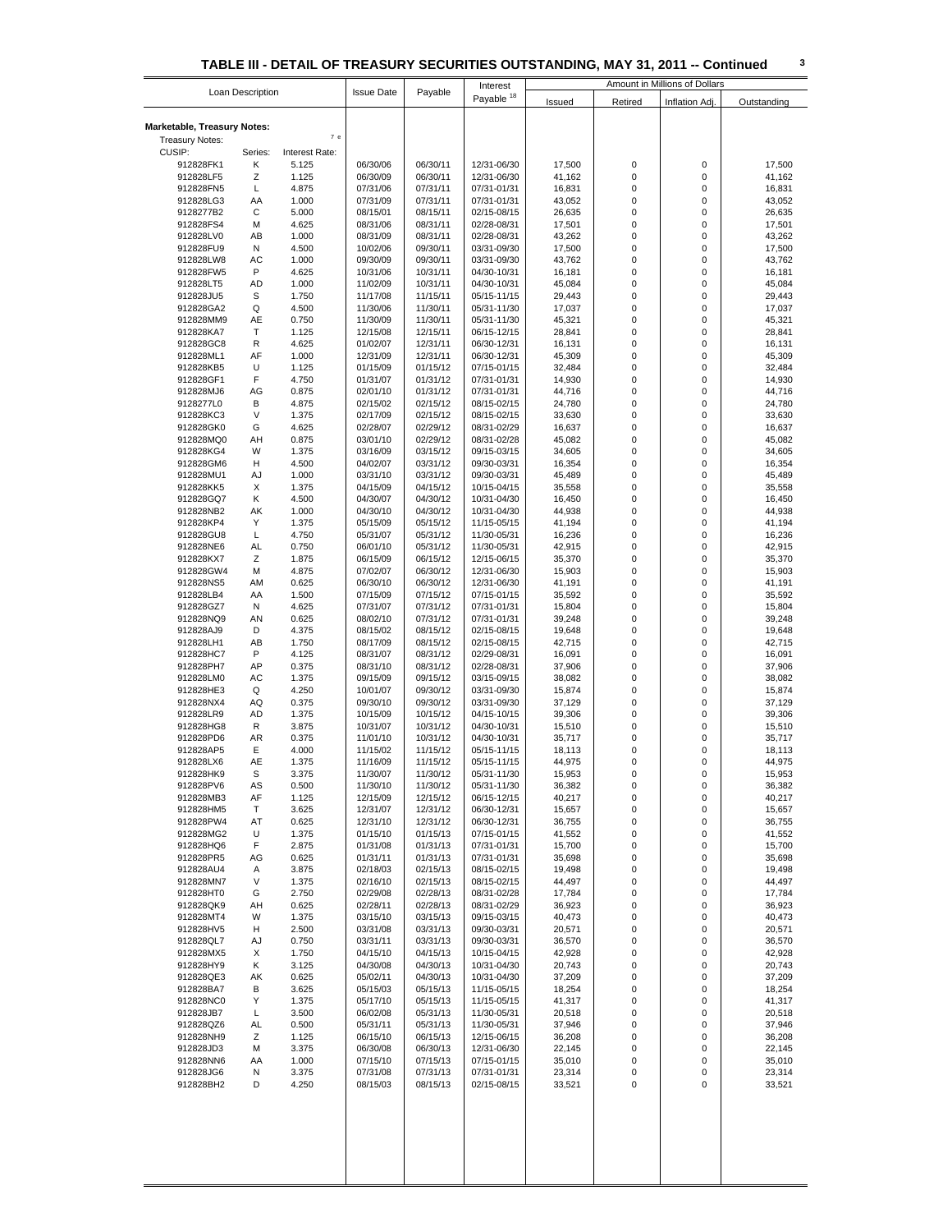## TABLE III - DETAIL OF TREASURY SECURITIES OUTSTANDING, MAY 31, 2011 -- Continued

| Loan Description | | | Issue Date | Payable | Interest Payable [18] | Amount in Millions of Dollars | | | |
|---|---|---|---|---|---|---|---|---|---|
| | | | | | | Issued | Retired | Inflation Adj. | Outstanding |
| **Marketable, Treasury Notes:** | | | | | | | | | |
| Treasury Notes: | | [7 e] | | | | | | | |
| CUSIP: | Series: | Interest Rate: | | | | | | | |
| 912828FK1 | K | 5.125 | 06/30/06 | 06/30/11 | 12/31-06/30 | 17,500 | 0 | 0 | 17,500 |
| 912828LF5 | Z | 1.125 | 06/30/09 | 06/30/11 | 12/31-06/30 | 41,162 | 0 | 0 | 41,162 |
| 912828FN5 | L | 4.875 | 07/31/06 | 07/31/11 | 07/31-01/31 | 16,831 | 0 | 0 | 16,831 |
| 912828LG3 | AA | 1.000 | 07/31/09 | 07/31/11 | 07/31-01/31 | 43,052 | 0 | 0 | 43,052 |
| 9128277B2 | C | 5.000 | 08/15/01 | 08/15/11 | 02/15-08/15 | 26,635 | 0 | 0 | 26,635 |
| 912828FS4 | M | 4.625 | 08/31/06 | 08/31/11 | 02/28-08/31 | 17,501 | 0 | 0 | 17,501 |
| 912828LV0 | AB | 1.000 | 08/31/09 | 08/31/11 | 02/28-08/31 | 43,262 | 0 | 0 | 43,262 |
| 912828FU9 | N | 4.500 | 10/02/06 | 09/30/11 | 03/31-09/30 | 17,500 | 0 | 0 | 17,500 |
| 912828LW8 | AC | 1.000 | 09/30/09 | 09/30/11 | 03/31-09/30 | 43,762 | 0 | 0 | 43,762 |
| 912828FW5 | P | 4.625 | 10/31/06 | 10/31/11 | 04/30-10/31 | 16,181 | 0 | 0 | 16,181 |
| 912828LT5 | AD | 1.000 | 11/02/09 | 10/31/11 | 04/30-10/31 | 45,084 | 0 | 0 | 45,084 |
| 912828JU5 | S | 1.750 | 11/17/08 | 11/15/11 | 05/15-11/15 | 29,443 | 0 | 0 | 29,443 |
| 912828GA2 | Q | 4.500 | 11/30/06 | 11/30/11 | 05/31-11/30 | 17,037 | 0 | 0 | 17,037 |
| 912828MM9 | AE | 0.750 | 11/30/09 | 11/30/11 | 05/31-11/30 | 45,321 | 0 | 0 | 45,321 |
| 912828KA7 | T | 1.125 | 12/15/08 | 12/15/11 | 06/15-12/15 | 28,841 | 0 | 0 | 28,841 |
| 912828GC8 | R | 4.625 | 01/02/07 | 12/31/11 | 06/30-12/31 | 16,131 | 0 | 0 | 16,131 |
| 912828ML1 | AF | 1.000 | 12/31/09 | 12/31/11 | 06/30-12/31 | 45,309 | 0 | 0 | 45,309 |
| 912828KB5 | U | 1.125 | 01/15/09 | 01/15/12 | 07/15-01/15 | 32,484 | 0 | 0 | 32,484 |
| 912828GF1 | F | 4.750 | 01/31/07 | 01/31/12 | 07/31-01/31 | 14,930 | 0 | 0 | 14,930 |
| 912828MJ6 | AG | 0.875 | 02/01/10 | 01/31/12 | 07/31-01/31 | 44,716 | 0 | 0 | 44,716 |
| 9128277L0 | B | 4.875 | 02/15/02 | 02/15/12 | 08/15-02/15 | 24,780 | 0 | 0 | 24,780 |
| 912828KC3 | V | 1.375 | 02/17/09 | 02/15/12 | 08/15-02/15 | 33,630 | 0 | 0 | 33,630 |
| 912828GK0 | G | 4.625 | 02/28/07 | 02/29/12 | 08/31-02/29 | 16,637 | 0 | 0 | 16,637 |
| 912828MQ0 | AH | 0.875 | 03/01/10 | 02/29/12 | 08/31-02/28 | 45,082 | 0 | 0 | 45,082 |
| 912828KG4 | W | 1.375 | 03/16/09 | 03/15/12 | 09/15-03/15 | 34,605 | 0 | 0 | 34,605 |
| 912828GM6 | H | 4.500 | 04/02/07 | 03/31/12 | 09/30-03/31 | 16,354 | 0 | 0 | 16,354 |
| 912828MU1 | AJ | 1.000 | 03/31/10 | 03/31/12 | 09/30-03/31 | 45,489 | 0 | 0 | 45,489 |
| 912828KK5 | X | 1.375 | 04/15/09 | 04/15/12 | 10/15-04/15 | 35,558 | 0 | 0 | 35,558 |
| 912828GQ7 | K | 4.500 | 04/30/07 | 04/30/12 | 10/31-04/30 | 16,450 | 0 | 0 | 16,450 |
| 912828NB2 | AK | 1.000 | 04/30/10 | 04/30/12 | 10/31-04/30 | 44,938 | 0 | 0 | 44,938 |
| 912828KP4 | Y | 1.375 | 05/15/09 | 05/15/12 | 11/15-05/15 | 41,194 | 0 | 0 | 41,194 |
| 912828GU8 | L | 4.750 | 05/31/07 | 05/31/12 | 11/30-05/31 | 16,236 | 0 | 0 | 16,236 |
| 912828NE6 | AL | 0.750 | 06/01/10 | 05/31/12 | 11/30-05/31 | 42,915 | 0 | 0 | 42,915 |
| 912828KX7 | Z | 1.875 | 06/15/09 | 06/15/12 | 12/15-06/15 | 35,370 | 0 | 0 | 35,370 |
| 912828GW4 | M | 4.875 | 07/02/07 | 06/30/12 | 12/31-06/30 | 15,903 | 0 | 0 | 15,903 |
| 912828NS5 | AM | 0.625 | 06/30/10 | 06/30/12 | 12/31-06/30 | 41,191 | 0 | 0 | 41,191 |
| 912828LB4 | AA | 1.500 | 07/15/09 | 07/15/12 | 07/15-01/15 | 35,592 | 0 | 0 | 35,592 |
| 912828GZ7 | N | 4.625 | 07/31/07 | 07/31/12 | 07/31-01/31 | 15,804 | 0 | 0 | 15,804 |
| 912828NQ9 | AN | 0.625 | 08/02/10 | 07/31/12 | 07/31-01/31 | 39,248 | 0 | 0 | 39,248 |
| 912828AJ9 | D | 4.375 | 08/15/02 | 08/15/12 | 02/15-08/15 | 19,648 | 0 | 0 | 19,648 |
| 912828LH1 | AB | 1.750 | 08/17/09 | 08/15/12 | 02/15-08/15 | 42,715 | 0 | 0 | 42,715 |
| 912828HC7 | P | 4.125 | 08/31/07 | 08/31/12 | 02/29-08/31 | 16,091 | 0 | 0 | 16,091 |
| 912828PH7 | AP | 0.375 | 08/31/10 | 08/31/12 | 02/28-08/31 | 37,906 | 0 | 0 | 37,906 |
| 912828LM0 | AC | 1.375 | 09/15/09 | 09/15/12 | 03/15-09/15 | 38,082 | 0 | 0 | 38,082 |
| 912828HE3 | Q | 4.250 | 10/01/07 | 09/30/12 | 03/31-09/30 | 15,874 | 0 | 0 | 15,874 |
| 912828NX4 | AQ | 0.375 | 09/30/10 | 09/30/12 | 03/31-09/30 | 37,129 | 0 | 0 | 37,129 |
| 912828LR9 | AD | 1.375 | 10/15/09 | 10/15/12 | 04/15-10/15 | 39,306 | 0 | 0 | 39,306 |
| 912828HG8 | R | 3.875 | 10/31/07 | 10/31/12 | 04/30-10/31 | 15,510 | 0 | 0 | 15,510 |
| 912828PD6 | AR | 0.375 | 11/01/10 | 10/31/12 | 04/30-10/31 | 35,717 | 0 | 0 | 35,717 |
| 912828AP5 | E | 4.000 | 11/15/02 | 11/15/12 | 05/15-11/15 | 18,113 | 0 | 0 | 18,113 |
| 912828LX6 | AE | 1.375 | 11/16/09 | 11/15/12 | 05/15-11/15 | 44,975 | 0 | 0 | 44,975 |
| 912828HK9 | S | 3.375 | 11/30/07 | 11/30/12 | 05/31-11/30 | 15,953 | 0 | 0 | 15,953 |
| 912828PV6 | AS | 0.500 | 11/30/10 | 11/30/12 | 05/31-11/30 | 36,382 | 0 | 0 | 36,382 |
| 912828MB3 | AF | 1.125 | 12/15/09 | 12/15/12 | 06/15-12/15 | 40,217 | 0 | 0 | 40,217 |
| 912828HM5 | T | 3.625 | 12/31/07 | 12/31/12 | 06/30-12/31 | 15,657 | 0 | 0 | 15,657 |
| 912828PW4 | AT | 0.625 | 12/31/10 | 12/31/12 | 06/30-12/31 | 36,755 | 0 | 0 | 36,755 |
| 912828MG2 | U | 1.375 | 01/15/10 | 01/15/13 | 07/15-01/15 | 41,552 | 0 | 0 | 41,552 |
| 912828HQ6 | F | 2.875 | 01/31/08 | 01/31/13 | 07/31-01/31 | 15,700 | 0 | 0 | 15,700 |
| 912828PR5 | AG | 0.625 | 01/31/11 | 01/31/13 | 07/31-01/31 | 35,698 | 0 | 0 | 35,698 |
| 912828AU4 | A | 3.875 | 02/18/03 | 02/15/13 | 08/15-02/15 | 19,498 | 0 | 0 | 19,498 |
| 912828MN7 | V | 1.375 | 02/16/10 | 02/15/13 | 08/15-02/15 | 44,497 | 0 | 0 | 44,497 |
| 912828HT0 | G | 2.750 | 02/29/08 | 02/28/13 | 08/31-02/28 | 17,784 | 0 | 0 | 17,784 |
| 912828QK9 | AH | 0.625 | 02/28/11 | 02/28/13 | 08/31-02/29 | 36,923 | 0 | 0 | 36,923 |
| 912828MT4 | W | 1.375 | 03/15/10 | 03/15/13 | 09/15-03/15 | 40,473 | 0 | 0 | 40,473 |
| 912828HV5 | H | 2.500 | 03/31/08 | 03/31/13 | 09/30-03/31 | 20,571 | 0 | 0 | 20,571 |
| 912828QL7 | AJ | 0.750 | 03/31/11 | 03/31/13 | 09/30-03/31 | 36,570 | 0 | 0 | 36,570 |
| 912828MX5 | X | 1.750 | 04/15/10 | 04/15/13 | 10/15-04/15 | 42,928 | 0 | 0 | 42,928 |
| 912828HY9 | K | 3.125 | 04/30/08 | 04/30/13 | 10/31-04/30 | 20,743 | 0 | 0 | 20,743 |
| 912828QE3 | AK | 0.625 | 05/02/11 | 04/30/13 | 10/31-04/30 | 37,209 | 0 | 0 | 37,209 |
| 912828BA7 | B | 3.625 | 05/15/03 | 05/15/13 | 11/15-05/15 | 18,254 | 0 | 0 | 18,254 |
| 912828NC0 | Y | 1.375 | 05/17/10 | 05/15/13 | 11/15-05/15 | 41,317 | 0 | 0 | 41,317 |
| 912828JB7 | L | 3.500 | 06/02/08 | 05/31/13 | 11/30-05/31 | 20,518 | 0 | 0 | 20,518 |
| 912828QZ6 | AL | 0.500 | 05/31/11 | 05/31/13 | 11/30-05/31 | 37,946 | 0 | 0 | 37,946 |
| 912828NH9 | Z | 1.125 | 06/15/10 | 06/15/13 | 12/15-06/15 | 36,208 | 0 | 0 | 36,208 |
| 912828JD3 | M | 3.375 | 06/30/08 | 06/30/13 | 12/31-06/30 | 22,145 | 0 | 0 | 22,145 |
| 912828NN6 | AA | 1.000 | 07/15/10 | 07/15/13 | 07/15-01/15 | 35,010 | 0 | 0 | 35,010 |
| 912828JG6 | N | 3.375 | 07/31/08 | 07/31/13 | 07/31-01/31 | 23,314 | 0 | 0 | 23,314 |
| 912828BH2 | D | 4.250 | 08/15/03 | 08/15/13 | 02/15-08/15 | 33,521 | 0 | 0 | 33,521 |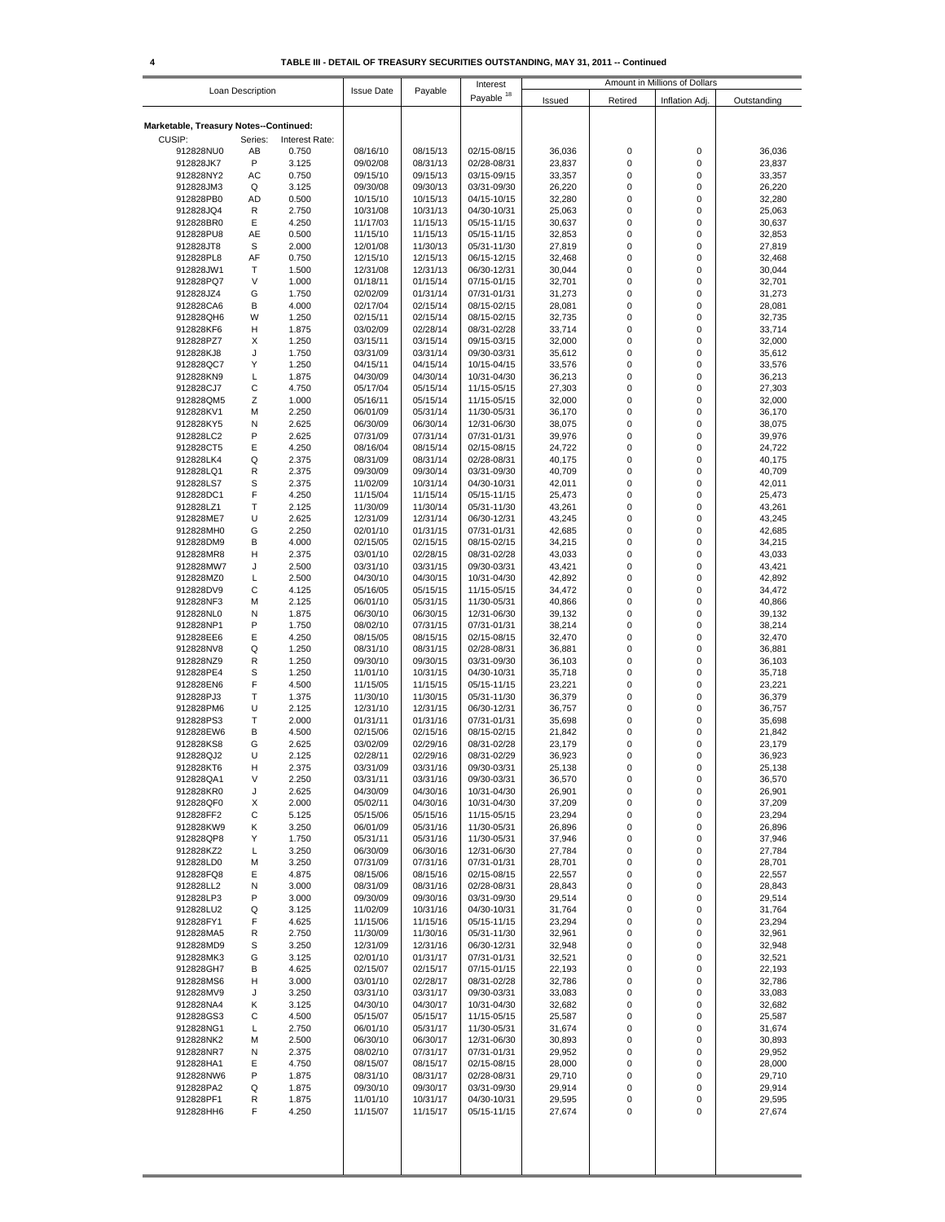**TABLE III - DETAIL OF TREASURY SECURITIES OUTSTANDING, MAY 31, 2011 -- Continued**

| Loan Description | | | Issue Date | Payable | Interest Payable [18] | Amount in Millions of Dollars | | | |
|---|---|---|---|---|---|---|---|---|---|
| | | | | | | Issued | Retired | Inflation Adj. | Outstanding |
| **Marketable, Treasury Notes--Continued:** | | | | | | | | | |
| CUSIP: | Series: | Interest Rate: | | | | | | | |
| 912828NU0 | AB | 0.750 | 08/16/10 | 08/15/13 | 02/15-08/15 | 36,036 | 0 | 0 | 36,036 |
| 912828JK7 | P | 3.125 | 09/02/08 | 08/31/13 | 02/28-08/31 | 23,837 | 0 | 0 | 23,837 |
| 912828NY2 | AC | 0.750 | 09/15/10 | 09/15/13 | 03/15-09/15 | 33,357 | 0 | 0 | 33,357 |
| 912828JM3 | Q | 3.125 | 09/30/08 | 09/30/13 | 03/31-09/30 | 26,220 | 0 | 0 | 26,220 |
| 912828PB0 | AD | 0.500 | 10/15/10 | 10/15/13 | 04/15-10/15 | 32,280 | 0 | 0 | 32,280 |
| 912828JQ4 | R | 2.750 | 10/31/08 | 10/31/13 | 04/30-10/31 | 25,063 | 0 | 0 | 25,063 |
| 912828BR0 | E | 4.250 | 11/17/03 | 11/15/13 | 05/15-11/15 | 30,637 | 0 | 0 | 30,637 |
| 912828PU8 | AE | 0.500 | 11/15/10 | 11/15/13 | 05/15-11/15 | 32,853 | 0 | 0 | 32,853 |
| 912828JT8 | S | 2.000 | 12/01/08 | 11/30/13 | 05/31-11/30 | 27,819 | 0 | 0 | 27,819 |
| 912828PL8 | AF | 0.750 | 12/15/10 | 12/15/13 | 06/15-12/15 | 32,468 | 0 | 0 | 32,468 |
| 912828JW1 | T | 1.500 | 12/31/08 | 12/31/13 | 06/30-12/31 | 30,044 | 0 | 0 | 30,044 |
| 912828PQ7 | V | 1.000 | 01/18/11 | 01/15/14 | 07/15-01/15 | 32,701 | 0 | 0 | 32,701 |
| 912828JZ4 | G | 1.750 | 02/02/09 | 01/31/14 | 07/31-01/31 | 31,273 | 0 | 0 | 31,273 |
| 912828CA6 | B | 4.000 | 02/17/04 | 02/15/14 | 08/15-02/15 | 28,081 | 0 | 0 | 28,081 |
| 912828QH6 | W | 1.250 | 02/15/11 | 02/15/14 | 08/15-02/15 | 32,735 | 0 | 0 | 32,735 |
| 912828KF6 | H | 1.875 | 03/02/09 | 02/28/14 | 08/31-02/28 | 33,714 | 0 | 0 | 33,714 |
| 912828PZ7 | X | 1.250 | 03/15/11 | 03/15/14 | 09/15-03/15 | 32,000 | 0 | 0 | 32,000 |
| 912828KJ8 | J | 1.750 | 03/31/09 | 03/31/14 | 09/30-03/31 | 35,612 | 0 | 0 | 35,612 |
| 912828QC7 | Y | 1.250 | 04/15/11 | 04/15/14 | 10/15-04/15 | 33,576 | 0 | 0 | 33,576 |
| 912828KN9 | L | 1.875 | 04/30/09 | 04/30/14 | 10/31-04/30 | 36,213 | 0 | 0 | 36,213 |
| 912828CJ7 | C | 4.750 | 05/17/04 | 05/15/14 | 11/15-05/15 | 27,303 | 0 | 0 | 27,303 |
| 912828QM5 | Z | 1.000 | 05/16/11 | 05/15/14 | 11/15-05/15 | 32,000 | 0 | 0 | 32,000 |
| 912828KV1 | M | 2.250 | 06/01/09 | 05/31/14 | 11/30-05/31 | 36,170 | 0 | 0 | 36,170 |
| 912828KY5 | N | 2.625 | 06/30/09 | 06/30/14 | 12/31-06/30 | 38,075 | 0 | 0 | 38,075 |
| 912828LC2 | P | 2.625 | 07/31/09 | 07/31/14 | 07/31-01/31 | 39,976 | 0 | 0 | 39,976 |
| 912828CT5 | E | 4.250 | 08/16/04 | 08/15/14 | 02/15-08/15 | 24,722 | 0 | 0 | 24,722 |
| 912828LK4 | Q | 2.375 | 08/31/09 | 08/31/14 | 02/28-08/31 | 40,175 | 0 | 0 | 40,175 |
| 912828LQ1 | R | 2.375 | 09/30/09 | 09/30/14 | 03/31-09/30 | 40,709 | 0 | 0 | 40,709 |
| 912828LS7 | S | 2.375 | 11/02/09 | 10/31/14 | 04/30-10/31 | 42,011 | 0 | 0 | 42,011 |
| 912828DC1 | F | 4.250 | 11/15/04 | 11/15/14 | 05/15-11/15 | 25,473 | 0 | 0 | 25,473 |
| 912828LZ1 | T | 2.125 | 11/30/09 | 11/30/14 | 05/31-11/30 | 43,261 | 0 | 0 | 43,261 |
| 912828ME7 | U | 2.625 | 12/31/09 | 12/31/14 | 06/30-12/31 | 43,245 | 0 | 0 | 43,245 |
| 912828MH0 | G | 2.250 | 02/01/10 | 01/31/15 | 07/31-01/31 | 42,685 | 0 | 0 | 42,685 |
| 912828DM9 | B | 4.000 | 02/15/05 | 02/15/15 | 08/15-02/15 | 34,215 | 0 | 0 | 34,215 |
| 912828MR8 | H | 2.375 | 03/01/10 | 02/28/15 | 08/31-02/28 | 43,033 | 0 | 0 | 43,033 |
| 912828MW7 | J | 2.500 | 03/31/10 | 03/31/15 | 09/30-03/31 | 43,421 | 0 | 0 | 43,421 |
| 912828MZ0 | L | 2.500 | 04/30/10 | 04/30/15 | 10/31-04/30 | 42,892 | 0 | 0 | 42,892 |
| 912828DV9 | C | 4.125 | 05/16/05 | 05/15/15 | 11/15-05/15 | 34,472 | 0 | 0 | 34,472 |
| 912828NF3 | M | 2.125 | 06/01/10 | 05/31/15 | 11/30-05/31 | 40,866 | 0 | 0 | 40,866 |
| 912828NL0 | N | 1.875 | 06/30/10 | 06/30/15 | 12/31-06/30 | 39,132 | 0 | 0 | 39,132 |
| 912828NP1 | P | 1.750 | 08/02/10 | 07/31/15 | 07/31-01/31 | 38,214 | 0 | 0 | 38,214 |
| 912828EE6 | E | 4.250 | 08/15/05 | 08/15/15 | 02/15-08/15 | 32,470 | 0 | 0 | 32,470 |
| 912828NV8 | Q | 1.250 | 08/31/10 | 08/31/15 | 02/28-08/31 | 36,881 | 0 | 0 | 36,881 |
| 912828NZ9 | R | 1.250 | 09/30/10 | 09/30/15 | 03/31-09/30 | 36,103 | 0 | 0 | 36,103 |
| 912828PE4 | S | 1.250 | 11/01/10 | 10/31/15 | 04/30-10/31 | 35,718 | 0 | 0 | 35,718 |
| 912828EN6 | F | 4.500 | 11/15/05 | 11/15/15 | 05/15-11/15 | 23,221 | 0 | 0 | 23,221 |
| 912828PJ3 | T | 1.375 | 11/30/10 | 11/30/15 | 05/31-11/30 | 36,379 | 0 | 0 | 36,379 |
| 912828PM6 | U | 2.125 | 12/31/10 | 12/31/15 | 06/30-12/31 | 36,757 | 0 | 0 | 36,757 |
| 912828PS3 | T | 2.000 | 01/31/11 | 01/31/16 | 07/31-01/31 | 35,698 | 0 | 0 | 35,698 |
| 912828EW6 | B | 4.500 | 02/15/06 | 02/15/16 | 08/15-02/15 | 21,842 | 0 | 0 | 21,842 |
| 912828KS8 | G | 2.625 | 03/02/09 | 02/29/16 | 08/31-02/28 | 23,179 | 0 | 0 | 23,179 |
| 912828QJ2 | U | 2.125 | 02/28/11 | 02/29/16 | 08/31-02/29 | 36,923 | 0 | 0 | 36,923 |
| 912828KT6 | H | 2.375 | 03/31/09 | 03/31/16 | 09/30-03/31 | 25,138 | 0 | 0 | 25,138 |
| 912828QA1 | V | 2.250 | 03/31/11 | 03/31/16 | 09/30-03/31 | 36,570 | 0 | 0 | 36,570 |
| 912828KR0 | J | 2.625 | 04/30/09 | 04/30/16 | 10/31-04/30 | 26,901 | 0 | 0 | 26,901 |
| 912828QF0 | X | 2.000 | 05/02/11 | 04/30/16 | 10/31-04/30 | 37,209 | 0 | 0 | 37,209 |
| 912828FF2 | C | 5.125 | 05/15/06 | 05/15/16 | 11/15-05/15 | 23,294 | 0 | 0 | 23,294 |
| 912828KW9 | K | 3.250 | 06/01/09 | 05/31/16 | 11/30-05/31 | 26,896 | 0 | 0 | 26,896 |
| 912828QP8 | Y | 1.750 | 05/31/11 | 05/31/16 | 11/30-05/31 | 37,946 | 0 | 0 | 37,946 |
| 912828KZ2 | L | 3.250 | 06/30/09 | 06/30/16 | 12/31-06/30 | 27,784 | 0 | 0 | 27,784 |
| 912828LD0 | M | 3.250 | 07/31/09 | 07/31/16 | 07/31-01/31 | 28,701 | 0 | 0 | 28,701 |
| 912828FQ8 | E | 4.875 | 08/15/06 | 08/15/16 | 02/15-08/15 | 22,557 | 0 | 0 | 22,557 |
| 912828LL2 | N | 3.000 | 08/31/09 | 08/31/16 | 02/28-08/31 | 28,843 | 0 | 0 | 28,843 |
| 912828LP3 | P | 3.000 | 09/30/09 | 09/30/16 | 03/31-09/30 | 29,514 | 0 | 0 | 29,514 |
| 912828LU2 | Q | 3.125 | 11/02/09 | 10/31/16 | 04/30-10/31 | 31,764 | 0 | 0 | 31,764 |
| 912828FY1 | F | 4.625 | 11/15/06 | 11/15/16 | 05/15-11/15 | 23,294 | 0 | 0 | 23,294 |
| 912828MA5 | R | 2.750 | 11/30/09 | 11/30/16 | 05/31-11/30 | 32,961 | 0 | 0 | 32,961 |
| 912828MD9 | S | 3.250 | 12/31/09 | 12/31/16 | 06/30-12/31 | 32,948 | 0 | 0 | 32,948 |
| 912828MK3 | G | 3.125 | 02/01/10 | 01/31/17 | 07/31-01/31 | 32,521 | 0 | 0 | 32,521 |
| 912828GH7 | B | 4.625 | 02/15/07 | 02/15/17 | 07/15-01/15 | 22,193 | 0 | 0 | 22,193 |
| 912828MS6 | H | 3.000 | 03/01/10 | 02/28/17 | 08/31-02/28 | 32,786 | 0 | 0 | 32,786 |
| 912828MV9 | J | 3.250 | 03/31/10 | 03/31/17 | 09/30-03/31 | 33,083 | 0 | 0 | 33,083 |
| 912828NA4 | K | 3.125 | 04/30/10 | 04/30/17 | 10/31-04/30 | 32,682 | 0 | 0 | 32,682 |
| 912828GS3 | C | 4.500 | 05/15/07 | 05/15/17 | 11/15-05/15 | 25,587 | 0 | 0 | 25,587 |
| 912828NG1 | L | 2.750 | 06/01/10 | 05/31/17 | 11/30-05/31 | 31,674 | 0 | 0 | 31,674 |
| 912828NK2 | M | 2.500 | 06/30/10 | 06/30/17 | 12/31-06/30 | 30,893 | 0 | 0 | 30,893 |
| 912828NR7 | N | 2.375 | 08/02/10 | 07/31/17 | 07/31-01/31 | 29,952 | 0 | 0 | 29,952 |
| 912828HA1 | E | 4.750 | 08/15/07 | 08/15/17 | 02/15-08/15 | 28,000 | 0 | 0 | 28,000 |
| 912828NW6 | P | 1.875 | 08/31/10 | 08/31/17 | 02/28-08/31 | 29,710 | 0 | 0 | 29,710 |
| 912828PA2 | Q | 1.875 | 09/30/10 | 09/30/17 | 03/31-09/30 | 29,914 | 0 | 0 | 29,914 |
| 912828PF1 | R | 1.875 | 11/01/10 | 10/31/17 | 04/30-10/31 | 29,595 | 0 | 0 | 29,595 |
| 912828HH6 | F | 4.250 | 11/15/07 | 11/15/17 | 05/15-11/15 | 27,674 | 0 | 0 | 27,674 |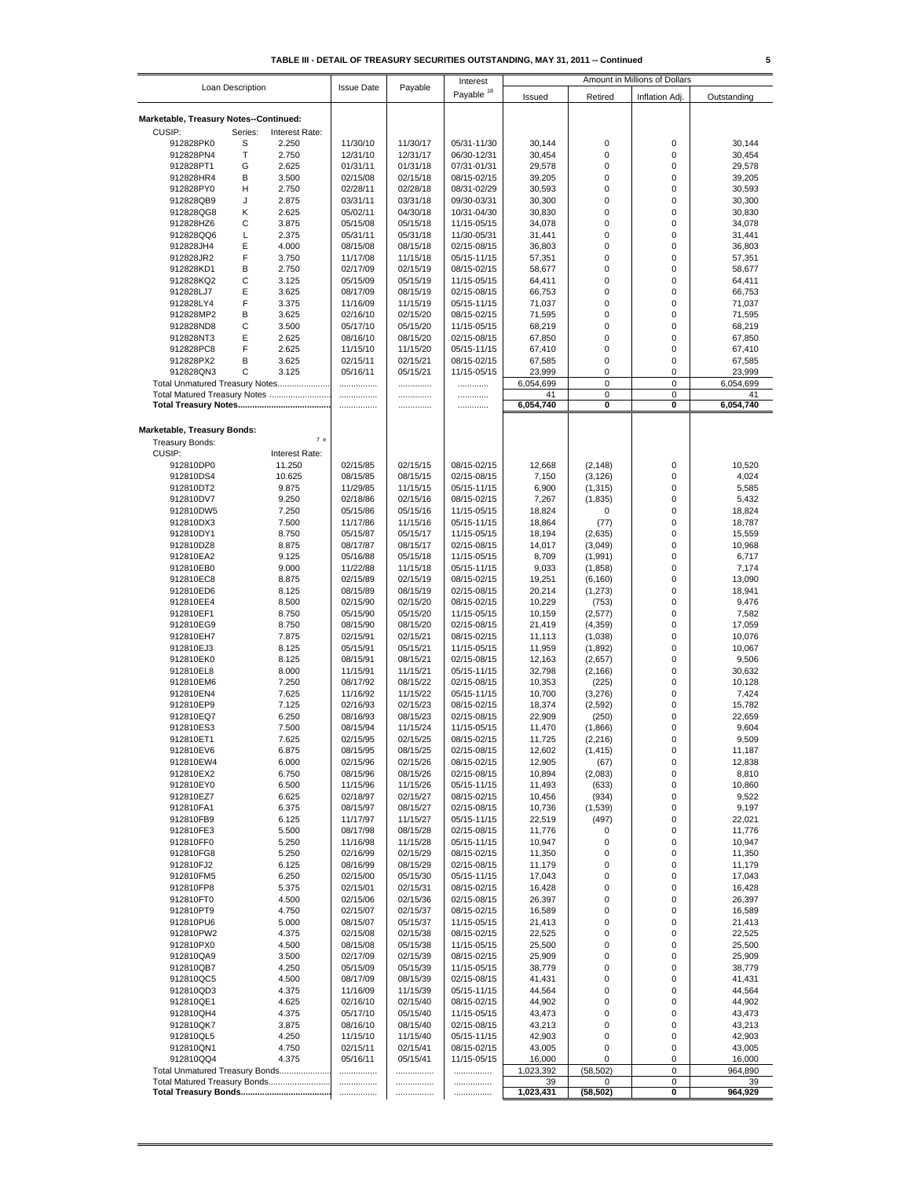**TABLE III - DETAIL OF TREASURY SECURITIES OUTSTANDING, MAY 31, 2011 -- Continued**

| Loan Description | | | Issue Date | Payable | Interest Payable [18] | Amount in Millions of Dollars | | | |
|---|---|---|---|---|---|---|---|---|---|
| | | | | | | Issued | Retired | Inflation Adj. | Outstanding |
| **Marketable, Treasury Notes--Continued:** | | | | | | | | | |
| CUSIP: | Series: | Interest Rate: | | | | | | | |
| 912828PK0 | S | 2.250 | 11/30/10 | 11/30/17 | 05/31-11/30 | 30,144 | 0 | 0 | 30,144 |
| 912828PN4 | T | 2.750 | 12/31/10 | 12/31/17 | 06/30-12/31 | 30,454 | 0 | 0 | 30,454 |
| 912828PT1 | G | 2.625 | 01/31/11 | 01/31/18 | 07/31-01/31 | 29,578 | 0 | 0 | 29,578 |
| 912828HR4 | B | 3.500 | 02/15/08 | 02/15/18 | 08/15-02/15 | 39,205 | 0 | 0 | 39,205 |
| 912828PY0 | H | 2.750 | 02/28/11 | 02/28/18 | 08/31-02/29 | 30,593 | 0 | 0 | 30,593 |
| 912828QB9 | J | 2.875 | 03/31/11 | 03/31/18 | 09/30-03/31 | 30,300 | 0 | 0 | 30,300 |
| 912828QG8 | K | 2.625 | 05/02/11 | 04/30/18 | 10/31-04/30 | 30,830 | 0 | 0 | 30,830 |
| 912828HZ6 | C | 3.875 | 05/15/08 | 05/15/18 | 11/15-05/15 | 34,078 | 0 | 0 | 34,078 |
| 912828QQ6 | L | 2.375 | 05/31/11 | 05/31/18 | 11/30-05/31 | 31,441 | 0 | 0 | 31,441 |
| 912828JH4 | E | 4.000 | 08/15/08 | 08/15/18 | 02/15-08/15 | 36,803 | 0 | 0 | 36,803 |
| 912828JR2 | F | 3.750 | 11/17/08 | 11/15/18 | 05/15-11/15 | 57,351 | 0 | 0 | 57,351 |
| 912828KD1 | B | 2.750 | 02/17/09 | 02/15/19 | 08/15-02/15 | 58,677 | 0 | 0 | 58,677 |
| 912828KQ2 | C | 3.125 | 05/15/09 | 05/15/19 | 11/15-05/15 | 64,411 | 0 | 0 | 64,411 |
| 912828LJ7 | E | 3.625 | 08/17/09 | 08/15/19 | 02/15-08/15 | 66,753 | 0 | 0 | 66,753 |
| 912828LY4 | F | 3.375 | 11/16/09 | 11/15/19 | 05/15-11/15 | 71,037 | 0 | 0 | 71,037 |
| 912828MP2 | B | 3.625 | 02/16/10 | 02/15/20 | 08/15-02/15 | 71,595 | 0 | 0 | 71,595 |
| 912828ND8 | C | 3.500 | 05/17/10 | 05/15/20 | 11/15-05/15 | 68,219 | 0 | 0 | 68,219 |
| 912828NT3 | E | 2.625 | 08/16/10 | 08/15/20 | 02/15-08/15 | 67,850 | 0 | 0 | 67,850 |
| 912828PC8 | F | 2.625 | 11/15/10 | 11/15/20 | 05/15-11/15 | 67,410 | 0 | 0 | 67,410 |
| 912828PX2 | B | 3.625 | 02/15/11 | 02/15/21 | 08/15-02/15 | 67,585 | 0 | 0 | 67,585 |
| 912828QN3 | C | 3.125 | 05/16/11 | 05/15/21 | 11/15-05/15 | 23,999 | 0 | 0 | 23,999 |
| Total Unmatured Treasury Notes...................... | | | ................ | .............. | ............ | 6,054,699 | 0 | 0 | 6,054,699 |
| Total Matured Treasury Notes .......................... | | | ................ | .............. | ............ | 41 | 0 | 0 | 41 |
| **Total Treasury Notes.......................................** | | | ................ | .............. | ............ | **6,054,740** | **0** | **0** | **6,054,740** |
| **Marketable, Treasury Bonds:** | | | | | | | | | |
| Treasury Bonds: | | 7 e | | | | | | | |
| CUSIP: | | Interest Rate: | | | | | | | |
| 912810DP0 | | 11.250 | 02/15/85 | 02/15/15 | 08/15-02/15 | 12,668 | (2,148) | 0 | 10,520 |
| 912810DS4 | | 10.625 | 08/15/85 | 08/15/15 | 02/15-08/15 | 7,150 | (3,126) | 0 | 4,024 |
| 912810DT2 | | 9.875 | 11/29/85 | 11/15/15 | 05/15-11/15 | 6,900 | (1,315) | 0 | 5,585 |
| 912810DV7 | | 9.250 | 02/18/86 | 02/15/16 | 08/15-02/15 | 7,267 | (1,835) | 0 | 5,432 |
| 912810DW5 | | 7.250 | 05/15/86 | 05/15/16 | 11/15-05/15 | 18,824 | 0 | 0 | 18,824 |
| 912810DX3 | | 7.500 | 11/17/86 | 11/15/16 | 05/15-11/15 | 18,864 | (77) | 0 | 18,787 |
| 912810DY1 | | 8.750 | 05/15/87 | 05/15/17 | 11/15-05/15 | 18,194 | (2,635) | 0 | 15,559 |
| 912810DZ8 | | 8.875 | 08/17/87 | 08/15/17 | 02/15-08/15 | 14,017 | (3,049) | 0 | 10,968 |
| 912810EA2 | | 9.125 | 05/16/88 | 05/15/18 | 11/15-05/15 | 8,709 | (1,991) | 0 | 6,717 |
| 912810EB0 | | 9.000 | 11/22/88 | 11/15/18 | 05/15-11/15 | 9,033 | (1,858) | 0 | 7,174 |
| 912810EC8 | | 8.875 | 02/15/89 | 02/15/19 | 08/15-02/15 | 19,251 | (6,160) | 0 | 13,090 |
| 912810ED6 | | 8.125 | 08/15/89 | 08/15/19 | 02/15-08/15 | 20,214 | (1,273) | 0 | 18,941 |
| 912810EE4 | | 8.500 | 02/15/90 | 02/15/20 | 08/15-02/15 | 10,229 | (753) | 0 | 9,476 |
| 912810EF1 | | 8.750 | 05/15/90 | 05/15/20 | 11/15-05/15 | 10,159 | (2,577) | 0 | 7,582 |
| 912810EG9 | | 8.750 | 08/15/90 | 08/15/20 | 02/15-08/15 | 21,419 | (4,359) | 0 | 17,059 |
| 912810EH7 | | 7.875 | 02/15/91 | 02/15/21 | 08/15-02/15 | 11,113 | (1,038) | 0 | 10,076 |
| 912810EJ3 | | 8.125 | 05/15/91 | 05/15/21 | 11/15-05/15 | 11,959 | (1,892) | 0 | 10,067 |
| 912810EK0 | | 8.125 | 08/15/91 | 08/15/21 | 02/15-08/15 | 12,163 | (2,657) | 0 | 9,506 |
| 912810EL8 | | 8.000 | 11/15/91 | 11/15/21 | 05/15-11/15 | 32,798 | (2,166) | 0 | 30,632 |
| 912810EM6 | | 7.250 | 08/17/92 | 08/15/22 | 02/15-08/15 | 10,353 | (225) | 0 | 10,128 |
| 912810EN4 | | 7.625 | 11/16/92 | 11/15/22 | 05/15-11/15 | 10,700 | (3,276) | 0 | 7,424 |
| 912810EP9 | | 7.125 | 02/16/93 | 02/15/23 | 08/15-02/15 | 18,374 | (2,592) | 0 | 15,782 |
| 912810EQ7 | | 6.250 | 08/16/93 | 08/15/23 | 02/15-08/15 | 22,909 | (250) | 0 | 22,659 |
| 912810ES3 | | 7.500 | 08/15/94 | 11/15/24 | 11/15-05/15 | 11,470 | (1,866) | 0 | 9,604 |
| 912810ET1 | | 7.625 | 02/15/95 | 02/15/25 | 08/15-02/15 | 11,725 | (2,216) | 0 | 9,509 |
| 912810EV6 | | 6.875 | 08/15/95 | 08/15/25 | 02/15-08/15 | 12,602 | (1,415) | 0 | 11,187 |
| 912810EW4 | | 6.000 | 02/15/96 | 02/15/26 | 08/15-02/15 | 12,905 | (67) | 0 | 12,838 |
| 912810EX2 | | 6.750 | 08/15/96 | 08/15/26 | 02/15-08/15 | 10,894 | (2,083) | 0 | 8,810 |
| 912810EY0 | | 6.500 | 11/15/96 | 11/15/26 | 05/15-11/15 | 11,493 | (633) | 0 | 10,860 |
| 912810EZ7 | | 6.625 | 02/18/97 | 02/15/27 | 08/15-02/15 | 10,456 | (934) | 0 | 9,522 |
| 912810FA1 | | 6.375 | 08/15/97 | 08/15/27 | 02/15-08/15 | 10,736 | (1,539) | 0 | 9,197 |
| 912810FB9 | | 6.125 | 11/17/97 | 11/15/27 | 05/15-11/15 | 22,519 | (497) | 0 | 22,021 |
| 912810FE3 | | 5.500 | 08/17/98 | 08/15/28 | 02/15-08/15 | 11,776 | 0 | 0 | 11,776 |
| 912810FF0 | | 5.250 | 11/16/98 | 11/15/28 | 05/15-11/15 | 10,947 | 0 | 0 | 10,947 |
| 912810FG8 | | 5.250 | 02/16/99 | 02/15/29 | 08/15-02/15 | 11,350 | 0 | 0 | 11,350 |
| 912810FJ2 | | 6.125 | 08/16/99 | 08/15/29 | 02/15-08/15 | 11,179 | 0 | 0 | 11,179 |
| 912810FM5 | | 6.250 | 02/15/00 | 05/15/30 | 05/15-11/15 | 17,043 | 0 | 0 | 17,043 |
| 912810FP8 | | 5.375 | 02/15/01 | 02/15/31 | 08/15-02/15 | 16,428 | 0 | 0 | 16,428 |
| 912810FT0 | | 4.500 | 02/15/06 | 02/15/36 | 02/15-08/15 | 26,397 | 0 | 0 | 26,397 |
| 912810PT9 | | 4.750 | 02/15/07 | 02/15/37 | 08/15-02/15 | 16,589 | 0 | 0 | 16,589 |
| 912810PU6 | | 5.000 | 08/15/07 | 05/15/37 | 11/15-05/15 | 21,413 | 0 | 0 | 21,413 |
| 912810PW2 | | 4.375 | 02/15/08 | 02/15/38 | 08/15-02/15 | 22,525 | 0 | 0 | 22,525 |
| 912810PX0 | | 4.500 | 08/15/08 | 05/15/38 | 11/15-05/15 | 25,500 | 0 | 0 | 25,500 |
| 912810QA9 | | 3.500 | 02/17/09 | 02/15/39 | 08/15-02/15 | 25,909 | 0 | 0 | 25,909 |
| 912810QB7 | | 4.250 | 05/15/09 | 05/15/39 | 11/15-05/15 | 38,779 | 0 | 0 | 38,779 |
| 912810QC5 | | 4.500 | 08/17/09 | 08/15/39 | 02/15-08/15 | 41,431 | 0 | 0 | 41,431 |
| 912810QD3 | | 4.375 | 11/16/09 | 11/15/39 | 05/15-11/15 | 44,564 | 0 | 0 | 44,564 |
| 912810QE1 | | 4.625 | 02/16/10 | 02/15/40 | 08/15-02/15 | 44,902 | 0 | 0 | 44,902 |
| 912810QH4 | | 4.375 | 05/17/10 | 05/15/40 | 11/15-05/15 | 43,473 | 0 | 0 | 43,473 |
| 912810QK7 | | 3.875 | 08/16/10 | 08/15/40 | 02/15-08/15 | 43,213 | 0 | 0 | 43,213 |
| 912810QL5 | | 4.250 | 11/15/10 | 11/15/40 | 05/15-11/15 | 42,903 | 0 | 0 | 42,903 |
| 912810QN1 | | 4.750 | 02/15/11 | 02/15/41 | 08/15-02/15 | 43,005 | 0 | 0 | 43,005 |
| 912810QQ4 | | 4.375 | 05/16/11 | 05/15/41 | 11/15-05/15 | 16,000 | 0 | 0 | 16,000 |
| Total Unmatured Treasury Bonds..................... | | | ................ | ................ | ................ | 1,023,392 | (58,502) | 0 | 964,890 |
| Total Matured Treasury Bonds.......................... | | | ................ | ................ | ................ | 39 | 0 | 0 | 39 |
| **Total Treasury Bonds.....................................** | | | ................ | ................ | ................ | **1,023,431** | **(58,502)** | **0** | **964,929** |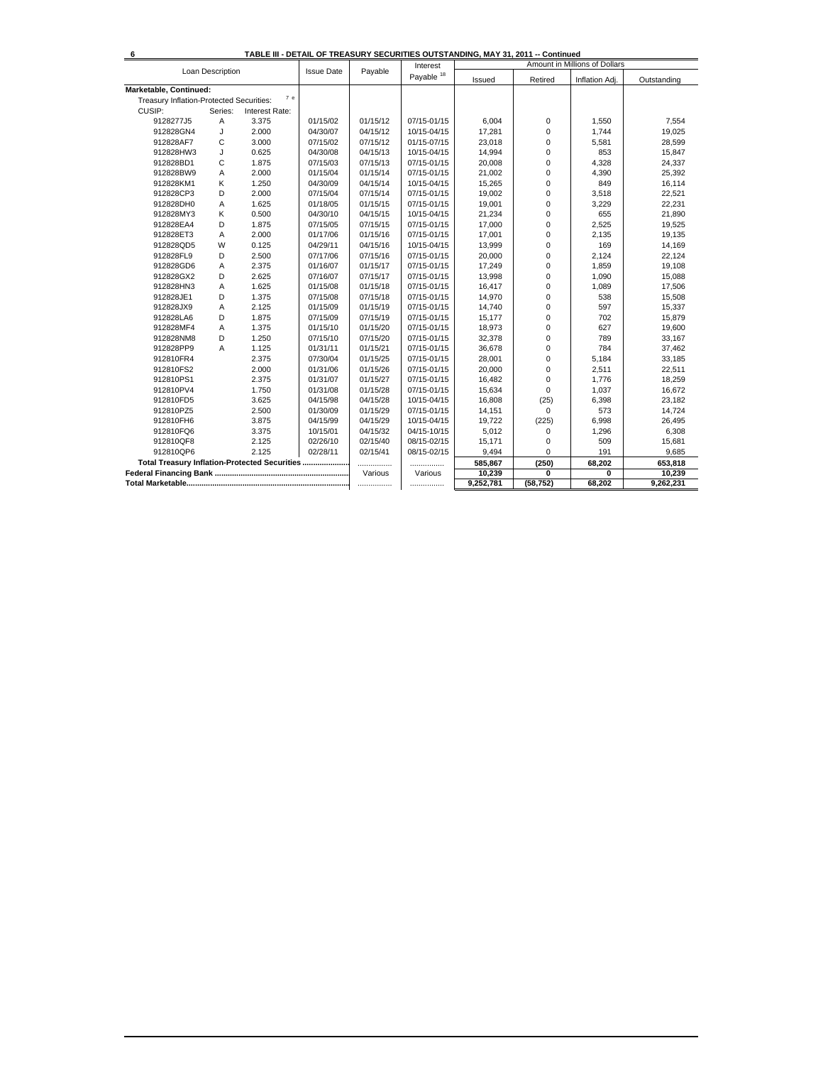# TABLE III - DETAIL OF TREASURY SECURITIES OUTSTANDING, MAY 31, 2011 -- Continued

| Loan Description | | | Issue Date | Payable | Interest Payable [18] | Amount in Millions of Dollars | | | |
|---|---|---|---|---|---|---|---|---|---|
| | | | | | | Issued | Retired | Inflation Adj. | Outstanding |
| **Marketable, Continued:** | | | | | | | | | |
| Treasury Inflation-Protected Securities: [7 e] | | | | | | | | | |
| CUSIP: | Series: | Interest Rate: | | | | | | | |
| 9128277J5 | A | 3.375 | 01/15/02 | 01/15/12 | 07/15-01/15 | 6,004 | 0 | 1,550 | 7,554 |
| 912828GN4 | J | 2.000 | 04/30/07 | 04/15/12 | 10/15-04/15 | 17,281 | 0 | 1,744 | 19,025 |
| 912828AF7 | C | 3.000 | 07/15/02 | 07/15/12 | 01/15-07/15 | 23,018 | 0 | 5,581 | 28,599 |
| 912828HW3 | J | 0.625 | 04/30/08 | 04/15/13 | 10/15-04/15 | 14,994 | 0 | 853 | 15,847 |
| 912828BD1 | C | 1.875 | 07/15/03 | 07/15/13 | 07/15-01/15 | 20,008 | 0 | 4,328 | 24,337 |
| 912828BW9 | A | 2.000 | 01/15/04 | 01/15/14 | 07/15-01/15 | 21,002 | 0 | 4,390 | 25,392 |
| 912828KM1 | K | 1.250 | 04/30/09 | 04/15/14 | 10/15-04/15 | 15,265 | 0 | 849 | 16,114 |
| 912828CP3 | D | 2.000 | 07/15/04 | 07/15/14 | 07/15-01/15 | 19,002 | 0 | 3,518 | 22,521 |
| 912828DH0 | A | 1.625 | 01/18/05 | 01/15/15 | 07/15-01/15 | 19,001 | 0 | 3,229 | 22,231 |
| 912828MY3 | K | 0.500 | 04/30/10 | 04/15/15 | 10/15-04/15 | 21,234 | 0 | 655 | 21,890 |
| 912828EA4 | D | 1.875 | 07/15/05 | 07/15/15 | 07/15-01/15 | 17,000 | 0 | 2,525 | 19,525 |
| 912828ET3 | A | 2.000 | 01/17/06 | 01/15/16 | 07/15-01/15 | 17,001 | 0 | 2,135 | 19,135 |
| 912828QD5 | W | 0.125 | 04/29/11 | 04/15/16 | 10/15-04/15 | 13,999 | 0 | 169 | 14,169 |
| 912828FL9 | D | 2.500 | 07/17/06 | 07/15/16 | 07/15-01/15 | 20,000 | 0 | 2,124 | 22,124 |
| 912828GD6 | A | 2.375 | 01/16/07 | 01/15/17 | 07/15-01/15 | 17,249 | 0 | 1,859 | 19,108 |
| 912828GX2 | D | 2.625 | 07/16/07 | 07/15/17 | 07/15-01/15 | 13,998 | 0 | 1,090 | 15,088 |
| 912828HN3 | A | 1.625 | 01/15/08 | 01/15/18 | 07/15-01/15 | 16,417 | 0 | 1,089 | 17,506 |
| 912828JE1 | D | 1.375 | 07/15/08 | 07/15/18 | 07/15-01/15 | 14,970 | 0 | 538 | 15,508 |
| 912828JX9 | A | 2.125 | 01/15/09 | 01/15/19 | 07/15-01/15 | 14,740 | 0 | 597 | 15,337 |
| 912828LA6 | D | 1.875 | 07/15/09 | 07/15/19 | 07/15-01/15 | 15,177 | 0 | 702 | 15,879 |
| 912828MF4 | A | 1.375 | 01/15/10 | 01/15/20 | 07/15-01/15 | 18,973 | 0 | 627 | 19,600 |
| 912828NM8 | D | 1.250 | 07/15/10 | 07/15/20 | 07/15-01/15 | 32,378 | 0 | 789 | 33,167 |
| 912828PP9 | A | 1.125 | 01/31/11 | 01/15/21 | 07/15-01/15 | 36,678 | 0 | 784 | 37,462 |
| 912810FR4 | | 2.375 | 07/30/04 | 01/15/25 | 07/15-01/15 | 28,001 | 0 | 5,184 | 33,185 |
| 912810FS2 | | 2.000 | 01/31/06 | 01/15/26 | 07/15-01/15 | 20,000 | 0 | 2,511 | 22,511 |
| 912810PS1 | | 2.375 | 01/31/07 | 01/15/27 | 07/15-01/15 | 16,482 | 0 | 1,776 | 18,259 |
| 912810PV4 | | 1.750 | 01/31/08 | 01/15/28 | 07/15-01/15 | 15,634 | 0 | 1,037 | 16,672 |
| 912810FD5 | | 3.625 | 04/15/98 | 04/15/28 | 10/15-04/15 | 16,808 | (25) | 6,398 | 23,182 |
| 912810PZ5 | | 2.500 | 01/30/09 | 01/15/29 | 07/15-01/15 | 14,151 | 0 | 573 | 14,724 |
| 912810FH6 | | 3.875 | 04/15/99 | 04/15/29 | 10/15-04/15 | 19,722 | (225) | 6,998 | 26,495 |
| 912810FQ6 | | 3.375 | 10/15/01 | 04/15/32 | 04/15-10/15 | 5,012 | 0 | 1,296 | 6,308 |
| 912810QF8 | | 2.125 | 02/26/10 | 02/15/40 | 08/15-02/15 | 15,171 | 0 | 509 | 15,681 |
| 912810QP6 | | 2.125 | 02/28/11 | 02/15/41 | 08/15-02/15 | 9,494 | 0 | 191 | 9,685 |
| **Total Treasury Inflation-Protected Securities** | | | | ............... | ............... | **585,867** | **(250)** | **68,202** | **653,818** |
| **Federal Financing Bank** | | | | Various | Various | **10,239** | **0** | **0** | **10,239** |
| **Total Marketable** | | | | ............... | ............... | **9,252,781** | **(58,752)** | **68,202** | **9,262,231** |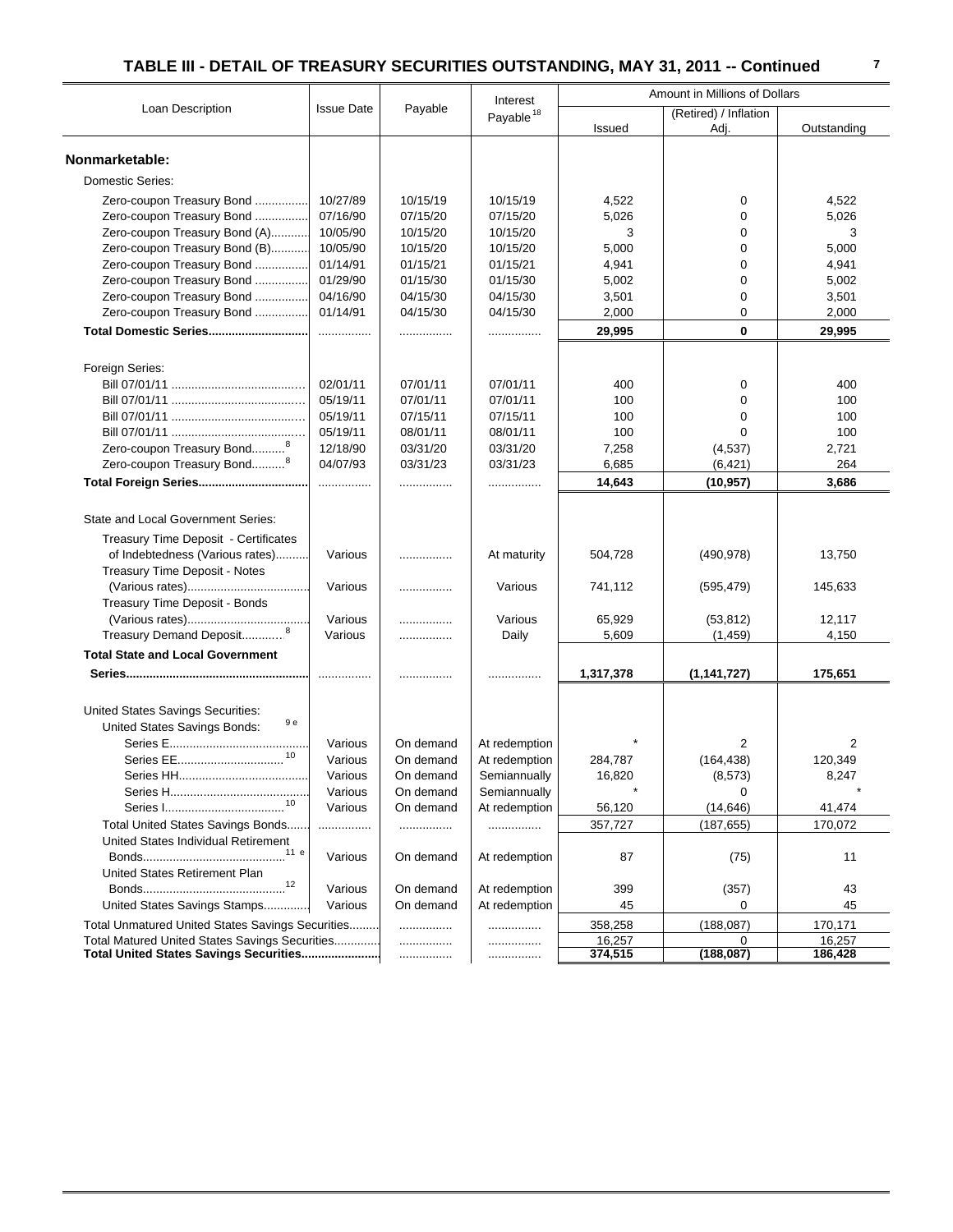## TABLE III - DETAIL OF TREASURY SECURITIES OUTSTANDING, MAY 31, 2011 -- Continued

| Loan Description | Issue Date | Payable | Interest Payable [18] | Amount in Millions of Dollars | | |
|---|---|---|---|---|---|---|
| | | | | Issued | (Retired) / Inflation Adj. | Outstanding |
| **Nonmarketable:** | | | | | | |
| Domestic Series: | | | | | | |
| Zero-coupon Treasury Bond | 10/27/89 | 10/15/19 | 10/15/19 | 4,522 | 0 | 4,522 |
| Zero-coupon Treasury Bond | 07/16/90 | 07/15/20 | 07/15/20 | 5,026 | 0 | 5,026 |
| Zero-coupon Treasury Bond (A) | 10/05/90 | 10/15/20 | 10/15/20 | 3 | 0 | 3 |
| Zero-coupon Treasury Bond (B) | 10/05/90 | 10/15/20 | 10/15/20 | 5,000 | 0 | 5,000 |
| Zero-coupon Treasury Bond | 01/14/91 | 01/15/21 | 01/15/21 | 4,941 | 0 | 4,941 |
| Zero-coupon Treasury Bond | 01/29/90 | 01/15/30 | 01/15/30 | 5,002 | 0 | 5,002 |
| Zero-coupon Treasury Bond | 04/16/90 | 04/15/30 | 04/15/30 | 3,501 | 0 | 3,501 |
| Zero-coupon Treasury Bond | 01/14/91 | 04/15/30 | 04/15/30 | 2,000 | 0 | 2,000 |
| **Total Domestic Series** | ................ | ................ | ................ | **29,995** | **0** | **29,995** |
| Foreign Series: | | | | | | |
| Bill 07/01/11 | 02/01/11 | 07/01/11 | 07/01/11 | 400 | 0 | 400 |
| Bill 07/01/11 | 05/19/11 | 07/01/11 | 07/01/11 | 100 | 0 | 100 |
| Bill 07/01/11 | 05/19/11 | 07/15/11 | 07/15/11 | 100 | 0 | 100 |
| Bill 07/01/11 | 05/19/11 | 08/01/11 | 08/01/11 | 100 | 0 | 100 |
| Zero-coupon Treasury Bond [8] | 12/18/90 | 03/31/20 | 03/31/20 | 7,258 | (4,537) | 2,721 |
| Zero-coupon Treasury Bond [8] | 04/07/93 | 03/31/23 | 03/31/23 | 6,685 | (6,421) | 264 |
| **Total Foreign Series** | ................ | ................ | ................ | **14,643** | **(10,957)** | **3,686** |
| State and Local Government Series: | | | | | | |
| Treasury Time Deposit - Certificates of Indebtedness (Various rates) | Various | ................ | At maturity | 504,728 | (490,978) | 13,750 |
| Treasury Time Deposit - Notes (Various rates) | Various | ................ | Various | 741,112 | (595,479) | 145,633 |
| Treasury Time Deposit - Bonds (Various rates) | Various | ................ | Various | 65,929 | (53,812) | 12,117 |
| Treasury Demand Deposit [8] | Various | ................ | Daily | 5,609 | (1,459) | 4,150 |
| **Total State and Local Government Series** | ................ | ................ | ................ | **1,317,378** | **(1,141,727)** | **175,651** |
| United States Savings Securities: | | | | | | |
| United States Savings Bonds: [9e] | | | | | | |
| Series E | Various | On demand | At redemption | * | 2 | 2 |
| Series EE [10] | Various | On demand | At redemption | 284,787 | (164,438) | 120,349 |
| Series HH | Various | On demand | Semiannually | 16,820 | (8,573) | 8,247 |
| Series H | Various | On demand | Semiannually | * | 0 | * |
| Series I [10] | Various | On demand | At redemption | 56,120 | (14,646) | 41,474 |
| Total United States Savings Bonds | ................ | ................ | ................ | 357,727 | (187,655) | 170,072 |
| United States Individual Retirement Bonds [11e] | Various | On demand | At redemption | 87 | (75) | 11 |
| United States Retirement Plan Bonds [12] | Various | On demand | At redemption | 399 | (357) | 43 |
| United States Savings Stamps | Various | On demand | At redemption | 45 | 0 | 45 |
| Total Unmatured United States Savings Securities | | ................ | ................ | 358,258 | (188,087) | 170,171 |
| Total Matured United States Savings Securities | | ................ | ................ | 16,257 | 0 | 16,257 |
| **Total United States Savings Securities** | | ................ | ................ | **374,515** | **(188,087)** | **186,428** |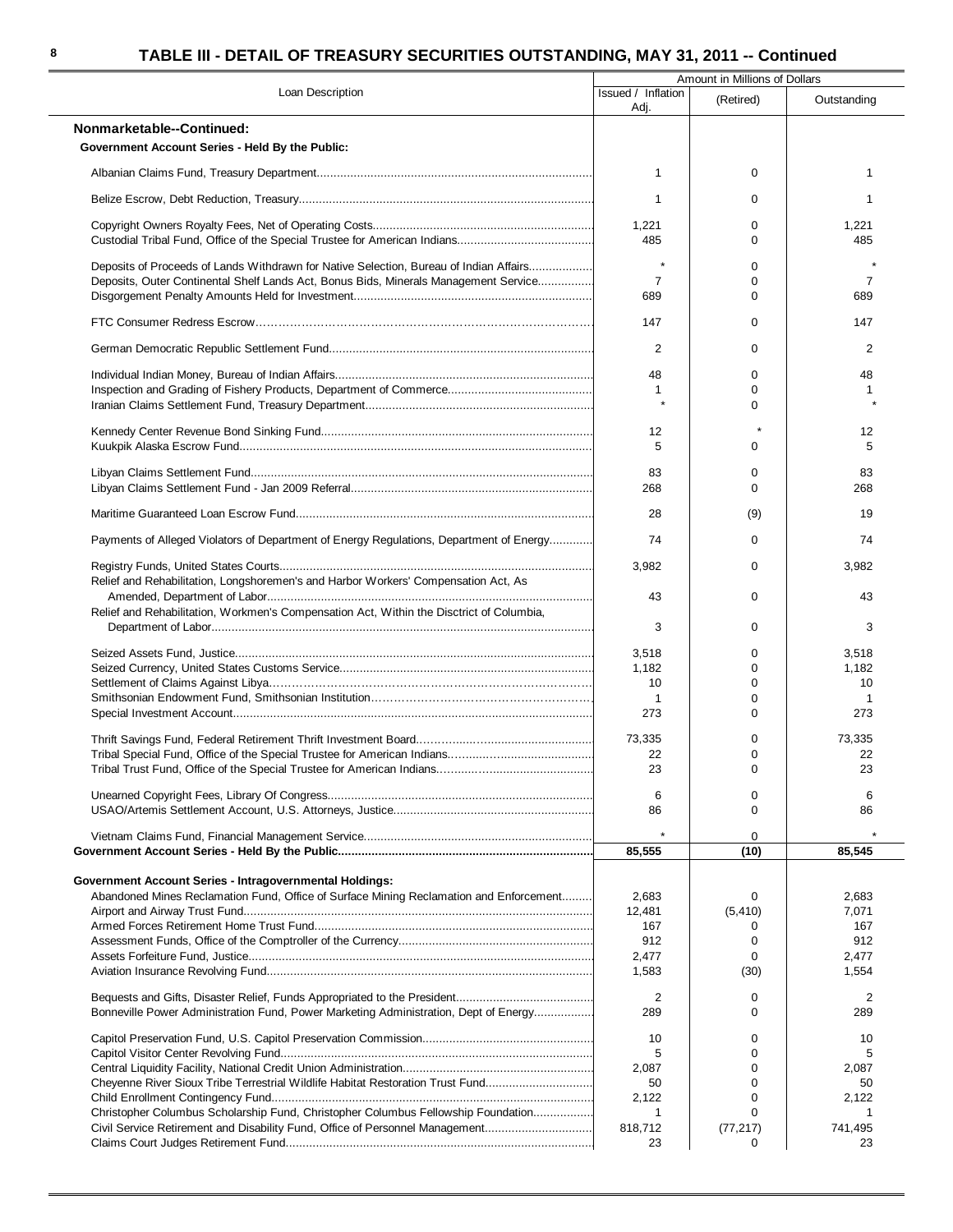## TABLE III - DETAIL OF TREASURY SECURITIES OUTSTANDING, MAY 31, 2011 -- Continued

| Loan Description | Amount in Millions of Dollars | | |
|---|---|---|---|
| | Issued / Inflation Adj. | (Retired) | Outstanding |
| **Nonmarketable--Continued:** | | | |
| **Government Account Series - Held By the Public:** | | | |
| Albanian Claims Fund, Treasury Department | 1 | 0 | 1 |
| Belize Escrow, Debt Reduction, Treasury | 1 | 0 | 1 |
| Copyright Owners Royalty Fees, Net of Operating Costs | 1,221 | 0 | 1,221 |
| Custodial Tribal Fund, Office of the Special Trustee for American Indians | 485 | 0 | 485 |
| Deposits of Proceeds of Lands Withdrawn for Native Selection, Bureau of Indian Affairs | * | 0 | * |
| Deposits, Outer Continental Shelf Lands Act, Bonus Bids, Minerals Management Service | 7 | 0 | 7 |
| Disgorgement Penalty Amounts Held for Investment | 689 | 0 | 689 |
| FTC Consumer Redress Escrow | 147 | 0 | 147 |
| German Democratic Republic Settlement Fund | 2 | 0 | 2 |
| Individual Indian Money, Bureau of Indian Affairs | 48 | 0 | 48 |
| Inspection and Grading of Fishery Products, Department of Commerce | 1 | 0 | 1 |
| Iranian Claims Settlement Fund, Treasury Department | * | 0 | * |
| Kennedy Center Revenue Bond Sinking Fund | 12 | * | 12 |
| Kuukpik Alaska Escrow Fund | 5 | 0 | 5 |
| Libyan Claims Settlement Fund | 83 | 0 | 83 |
| Libyan Claims Settlement Fund - Jan 2009 Referral | 268 | 0 | 268 |
| Maritime Guaranteed Loan Escrow Fund | 28 | (9) | 19 |
| Payments of Alleged Violators of Department of Energy Regulations, Department of Energy | 74 | 0 | 74 |
| Registry Funds, United States Courts | 3,982 | 0 | 3,982 |
| Relief and Rehabilitation, Longshoremen's and Harbor Workers' Compensation Act, As Amended, Department of Labor | 43 | 0 | 43 |
| Relief and Rehabilitation, Workmen's Compensation Act, Within the Disctrict of Columbia, Department of Labor | 3 | 0 | 3 |
| Seized Assets Fund, Justice | 3,518 | 0 | 3,518 |
| Seized Currency, United States Customs Service | 1,182 | 0 | 1,182 |
| Settlement of Claims Against Libya | 10 | 0 | 10 |
| Smithsonian Endowment Fund, Smithsonian Institution | 1 | 0 | 1 |
| Special Investment Account | 273 | 0 | 273 |
| Thrift Savings Fund, Federal Retirement Thrift Investment Board | 73,335 | 0 | 73,335 |
| Tribal Special Fund, Office of the Special Trustee for American Indians | 22 | 0 | 22 |
| Tribal Trust Fund, Office of the Special Trustee for American Indians | 23 | 0 | 23 |
| Unearned Copyright Fees, Library Of Congress | 6 | 0 | 6 |
| USAO/Artemis Settlement Account, U.S. Attorneys, Justice | 86 | 0 | 86 |
| Vietnam Claims Fund, Financial Management Service | * | 0 | * |
| **Government Account Series - Held By the Public** | **85,555** | **(10)** | **85,545** |
| **Government Account Series - Intragovernmental Holdings:** | | | |
| Abandoned Mines Reclamation Fund, Office of Surface Mining Reclamation and Enforcement | 2,683 | 0 | 2,683 |
| Airport and Airway Trust Fund | 12,481 | (5,410) | 7,071 |
| Armed Forces Retirement Home Trust Fund | 167 | 0 | 167 |
| Assessment Funds, Office of the Comptroller of the Currency | 912 | 0 | 912 |
| Assets Forfeiture Fund, Justice | 2,477 | 0 | 2,477 |
| Aviation Insurance Revolving Fund | 1,583 | (30) | 1,554 |
| Bequests and Gifts, Disaster Relief, Funds Appropriated to the President | 2 | 0 | 2 |
| Bonneville Power Administration Fund, Power Marketing Administration, Dept of Energy | 289 | 0 | 289 |
| Capitol Preservation Fund, U.S. Capitol Preservation Commission | 10 | 0 | 10 |
| Capitol Visitor Center Revolving Fund | 5 | 0 | 5 |
| Central Liquidity Facility, National Credit Union Administration | 2,087 | 0 | 2,087 |
| Cheyenne River Sioux Tribe Terrestrial Wildlife Habitat Restoration Trust Fund | 50 | 0 | 50 |
| Child Enrollment Contingency Fund | 2,122 | 0 | 2,122 |
| Christopher Columbus Scholarship Fund, Christopher Columbus Fellowship Foundation | 1 | 0 | 1 |
| Civil Service Retirement and Disability Fund, Office of Personnel Management | 818,712 | (77,217) | 741,495 |
| Claims Court Judges Retirement Fund | 23 | 0 | 23 |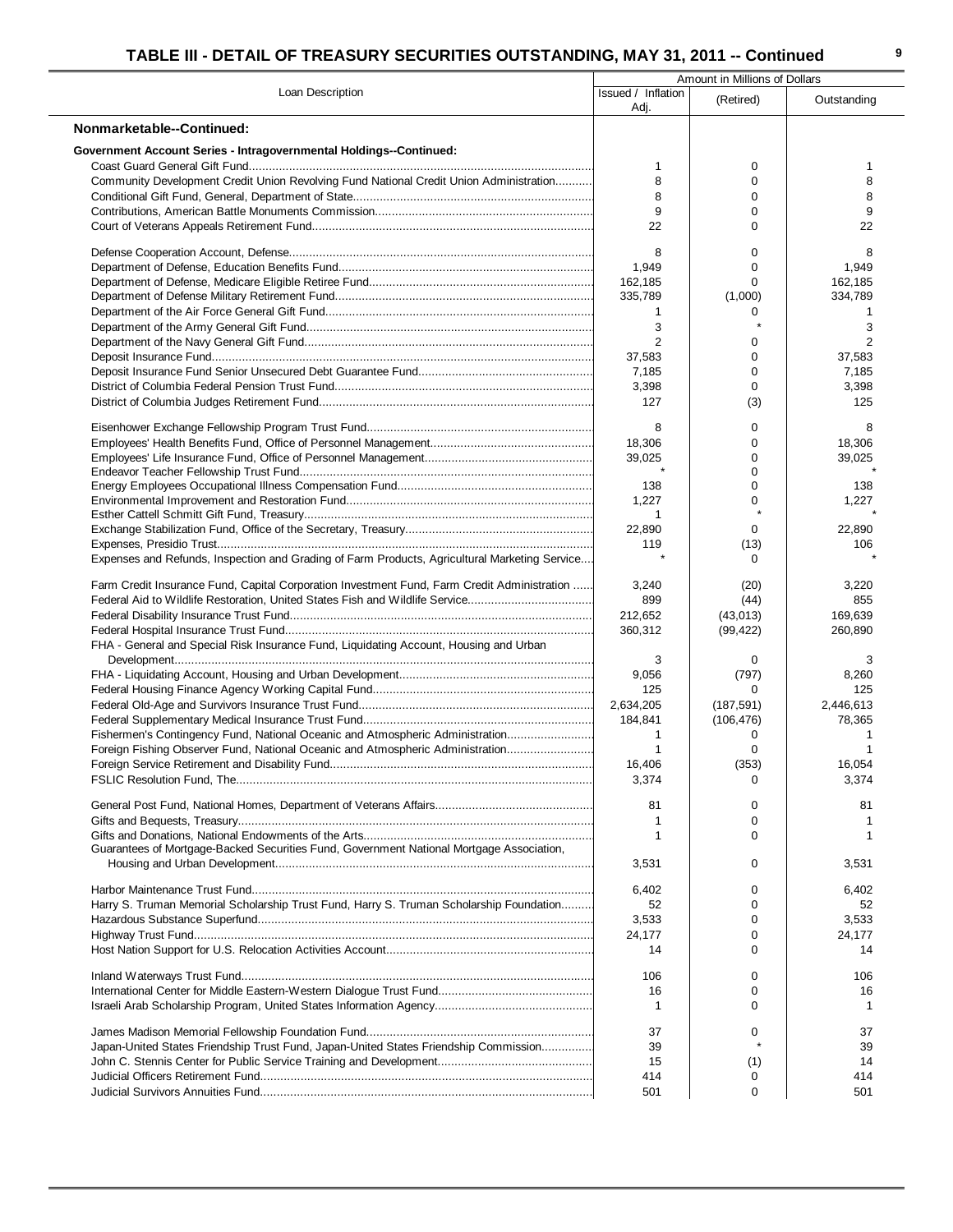## TABLE III - DETAIL OF TREASURY SECURITIES OUTSTANDING, MAY 31, 2011 -- Continued

| Loan Description | Amount in Millions of Dollars | | |
|---|---|---|---|
| | Issued / Inflation Adj. | (Retired) | Outstanding |
| **Nonmarketable--Continued:** | | | |
| **Government Account Series - Intragovernmental Holdings--Continued:** | | | |
| Coast Guard General Gift Fund | 1 | 0 | 1 |
| Community Development Credit Union Revolving Fund National Credit Union Administration | 8 | 0 | 8 |
| Conditional Gift Fund, General, Department of State | 8 | 0 | 8 |
| Contributions, American Battle Monuments Commission | 9 | 0 | 9 |
| Court of Veterans Appeals Retirement Fund | 22 | 0 | 22 |
| Defense Cooperation Account, Defense | 8 | 0 | 8 |
| Department of Defense, Education Benefits Fund | 1,949 | 0 | 1,949 |
| Department of Defense, Medicare Eligible Retiree Fund | 162,185 | 0 | 162,185 |
| Department of Defense Military Retirement Fund | 335,789 | (1,000) | 334,789 |
| Department of the Air Force General Gift Fund | 1 | 0 | 1 |
| Department of the Army General Gift Fund | 3 | * | 3 |
| Department of the Navy General Gift Fund | 2 | 0 | 2 |
| Deposit Insurance Fund | 37,583 | 0 | 37,583 |
| Deposit Insurance Fund Senior Unsecured Debt Guarantee Fund | 7,185 | 0 | 7,185 |
| District of Columbia Federal Pension Trust Fund | 3,398 | 0 | 3,398 |
| District of Columbia Judges Retirement Fund | 127 | (3) | 125 |
| Eisenhower Exchange Fellowship Program Trust Fund | 8 | 0 | 8 |
| Employees' Health Benefits Fund, Office of Personnel Management | 18,306 | 0 | 18,306 |
| Employees' Life Insurance Fund, Office of Personnel Management | 39,025 | 0 | 39,025 |
| Endeavor Teacher Fellowship Trust Fund | * | 0 | * |
| Energy Employees Occupational Illness Compensation Fund | 138 | 0 | 138 |
| Environmental Improvement and Restoration Fund | 1,227 | 0 | 1,227 |
| Esther Cattell Schmitt Gift Fund, Treasury | 1 | * | * |
| Exchange Stabilization Fund, Office of the Secretary, Treasury | 22,890 | 0 | 22,890 |
| Expenses, Presidio Trust | 119 | (13) | 106 |
| Expenses and Refunds, Inspection and Grading of Farm Products, Agricultural Marketing Service | * | 0 | * |
| Farm Credit Insurance Fund, Capital Corporation Investment Fund, Farm Credit Administration | 3,240 | (20) | 3,220 |
| Federal Aid to Wildlife Restoration, United States Fish and Wildlife Service | 899 | (44) | 855 |
| Federal Disability Insurance Trust Fund | 212,652 | (43,013) | 169,639 |
| Federal Hospital Insurance Trust Fund | 360,312 | (99,422) | 260,890 |
| FHA - General and Special Risk Insurance Fund, Liquidating Account, Housing and Urban Development | 3 | 0 | 3 |
| FHA - Liquidating Account, Housing and Urban Development | 9,056 | (797) | 8,260 |
| Federal Housing Finance Agency Working Capital Fund | 125 | 0 | 125 |
| Federal Old-Age and Survivors Insurance Trust Fund | 2,634,205 | (187,591) | 2,446,613 |
| Federal Supplementary Medical Insurance Trust Fund | 184,841 | (106,476) | 78,365 |
| Fishermen's Contingency Fund, National Oceanic and Atmospheric Administration | 1 | 0 | 1 |
| Foreign Fishing Observer Fund, National Oceanic and Atmospheric Administration | 1 | 0 | 1 |
| Foreign Service Retirement and Disability Fund | 16,406 | (353) | 16,054 |
| FSLIC Resolution Fund, The | 3,374 | 0 | 3,374 |
| General Post Fund, National Homes, Department of Veterans Affairs | 81 | 0 | 81 |
| Gifts and Bequests, Treasury | 1 | 0 | 1 |
| Gifts and Donations, National Endowments of the Arts | 1 | 0 | 1 |
| Guarantees of Mortgage-Backed Securities Fund, Government National Mortgage Association, Housing and Urban Development | 3,531 | 0 | 3,531 |
| Harbor Maintenance Trust Fund | 6,402 | 0 | 6,402 |
| Harry S. Truman Memorial Scholarship Trust Fund, Harry S. Truman Scholarship Foundation | 52 | 0 | 52 |
| Hazardous Substance Superfund | 3,533 | 0 | 3,533 |
| Highway Trust Fund | 24,177 | 0 | 24,177 |
| Host Nation Support for U.S. Relocation Activities Account | 14 | 0 | 14 |
| Inland Waterways Trust Fund | 106 | 0 | 106 |
| International Center for Middle Eastern-Western Dialogue Trust Fund | 16 | 0 | 16 |
| Israeli Arab Scholarship Program, United States Information Agency | 1 | 0 | 1 |
| James Madison Memorial Fellowship Foundation Fund | 37 | 0 | 37 |
| Japan-United States Friendship Trust Fund, Japan-United States Friendship Commission | 39 | * | 39 |
| John C. Stennis Center for Public Service Training and Development | 15 | (1) | 14 |
| Judicial Officers Retirement Fund | 414 | 0 | 414 |
| Judicial Survivors Annuities Fund | 501 | 0 | 501 |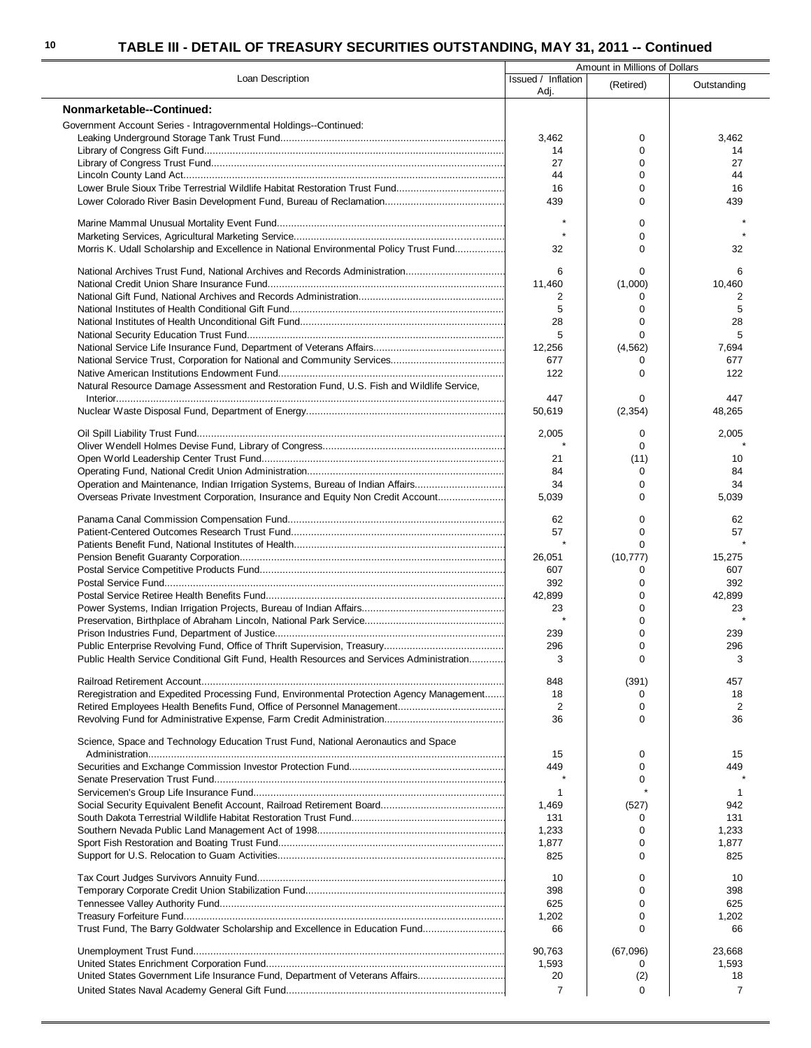# TABLE III - DETAIL OF TREASURY SECURITIES OUTSTANDING, MAY 31, 2011 -- Continued

| Loan Description | Amount in Millions of Dollars | | |
|---|---|---|---|
| | Issued / Inflation Adj. | (Retired) | Outstanding |
| **Nonmarketable--Continued:** | | | |
| Government Account Series - Intragovernmental Holdings--Continued: | | | |
| Leaking Underground Storage Tank Trust Fund | 3,462 | 0 | 3,462 |
| Library of Congress Gift Fund | 14 | 0 | 14 |
| Library of Congress Trust Fund | 27 | 0 | 27 |
| Lincoln County Land Act | 44 | 0 | 44 |
| Lower Brule Sioux Tribe Terrestrial Wildlife Habitat Restoration Trust Fund | 16 | 0 | 16 |
| Lower Colorado River Basin Development Fund, Bureau of Reclamation | 439 | 0 | 439 |
| Marine Mammal Unusual Mortality Event Fund | * | 0 | * |
| Marketing Services, Agricultural Marketing Service | * | 0 | * |
| Morris K. Udall Scholarship and Excellence in National Environmental Policy Trust Fund | 32 | 0 | 32 |
| National Archives Trust Fund, National Archives and Records Administration | 6 | 0 | 6 |
| National Credit Union Share Insurance Fund | 11,460 | (1,000) | 10,460 |
| National Gift Fund, National Archives and Records Administration | 2 | 0 | 2 |
| National Institutes of Health Conditional Gift Fund | 5 | 0 | 5 |
| National Institutes of Health Unconditional Gift Fund | 28 | 0 | 28 |
| National Security Education Trust Fund | 5 | 0 | 5 |
| National Service Life Insurance Fund, Department of Veterans Affairs | 12,256 | (4,562) | 7,694 |
| National Service Trust, Corporation for National and Community Services | 677 | 0 | 677 |
| Native American Institutions Endowment Fund | 122 | 0 | 122 |
| Natural Resource Damage Assessment and Restoration Fund, U.S. Fish and Wildlife Service, Interior | 447 | 0 | 447 |
| Nuclear Waste Disposal Fund, Department of Energy | 50,619 | (2,354) | 48,265 |
| Oil Spill Liability Trust Fund | 2,005 | 0 | 2,005 |
| Oliver Wendell Holmes Devise Fund, Library of Congress | * | 0 | * |
| Open World Leadership Center Trust Fund | 21 | (11) | 10 |
| Operating Fund, National Credit Union Administration | 84 | 0 | 84 |
| Operation and Maintenance, Indian Irrigation Systems, Bureau of Indian Affairs | 34 | 0 | 34 |
| Overseas Private Investment Corporation, Insurance and Equity Non Credit Account | 5,039 | 0 | 5,039 |
| Panama Canal Commission Compensation Fund | 62 | 0 | 62 |
| Patient-Centered Outcomes Research Trust Fund | 57 | 0 | 57 |
| Patients Benefit Fund, National Institutes of Health | * | 0 | * |
| Pension Benefit Guaranty Corporation | 26,051 | (10,777) | 15,275 |
| Postal Service Competitive Products Fund | 607 | 0 | 607 |
| Postal Service Fund | 392 | 0 | 392 |
| Postal Service Retiree Health Benefits Fund | 42,899 | 0 | 42,899 |
| Power Systems, Indian Irrigation Projects, Bureau of Indian Affairs | 23 | 0 | 23 |
| Preservation, Birthplace of Abraham Lincoln, National Park Service | * | 0 | * |
| Prison Industries Fund, Department of Justice | 239 | 0 | 239 |
| Public Enterprise Revolving Fund, Office of Thrift Supervision, Treasury | 296 | 0 | 296 |
| Public Health Service Conditional Gift Fund, Health Resources and Services Administration | 3 | 0 | 3 |
| Railroad Retirement Account | 848 | (391) | 457 |
| Reregistration and Expedited Processing Fund, Environmental Protection Agency Management | 18 | 0 | 18 |
| Retired Employees Health Benefits Fund, Office of Personnel Management | 2 | 0 | 2 |
| Revolving Fund for Administrative Expense, Farm Credit Administration | 36 | 0 | 36 |
| Science, Space and Technology Education Trust Fund, National Aeronautics and Space Administration | 15 | 0 | 15 |
| Securities and Exchange Commission Investor Protection Fund | 449 | 0 | 449 |
| Senate Preservation Trust Fund | * | 0 | * |
| Servicemen's Group Life Insurance Fund | 1 | * | 1 |
| Social Security Equivalent Benefit Account, Railroad Retirement Board | 1,469 | (527) | 942 |
| South Dakota Terrestrial Wildlife Habitat Restoration Trust Fund | 131 | 0 | 131 |
| Southern Nevada Public Land Management Act of 1998 | 1,233 | 0 | 1,233 |
| Sport Fish Restoration and Boating Trust Fund | 1,877 | 0 | 1,877 |
| Support for U.S. Relocation to Guam Activities | 825 | 0 | 825 |
| Tax Court Judges Survivors Annuity Fund | 10 | 0 | 10 |
| Temporary Corporate Credit Union Stabilization Fund | 398 | 0 | 398 |
| Tennessee Valley Authority Fund | 625 | 0 | 625 |
| Treasury Forfeiture Fund | 1,202 | 0 | 1,202 |
| Trust Fund, The Barry Goldwater Scholarship and Excellence in Education Fund | 66 | 0 | 66 |
| Unemployment Trust Fund | 90,763 | (67,096) | 23,668 |
| United States Enrichment Corporation Fund | 1,593 | 0 | 1,593 |
| United States Government Life Insurance Fund, Department of Veterans Affairs | 20 | (2) | 18 |
| United States Naval Academy General Gift Fund | 7 | 0 | 7 |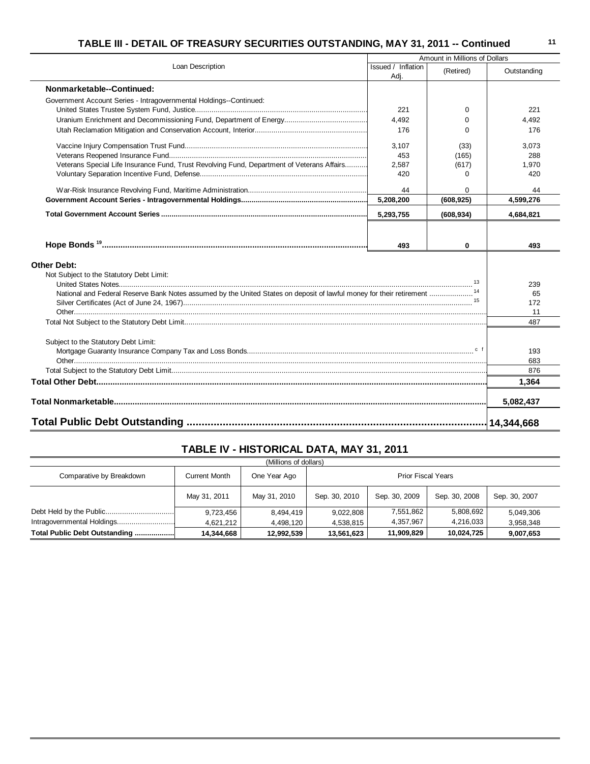## TABLE III - DETAIL OF TREASURY SECURITIES OUTSTANDING, MAY 31, 2011 -- Continued

| Loan Description | Amount in Millions of Dollars | | |
|---|---|---|---|
| | Issued / Inflation Adj. | (Retired) | Outstanding |
| **Nonmarketable--Continued:** | | | |
| Government Account Series - Intragovernmental Holdings--Continued: | | | |
| United States Trustee System Fund, Justice | 221 | 0 | 221 |
| Uranium Enrichment and Decommissioning Fund, Department of Energy | 4,492 | 0 | 4,492 |
| Utah Reclamation Mitigation and Conservation Account, Interior | 176 | 0 | 176 |
| Vaccine Injury Compensation Trust Fund | 3,107 | (33) | 3,073 |
| Veterans Reopened Insurance Fund | 453 | (165) | 288 |
| Veterans Special Life Insurance Fund, Trust Revolving Fund, Department of Veterans Affairs | 2,587 | (617) | 1,970 |
| Voluntary Separation Incentive Fund, Defense | 420 | 0 | 420 |
| War-Risk Insurance Revolving Fund, Maritime Administration | 44 | 0 | 44 |
| **Government Account Series - Intragovernmental Holdings** | **5,208,200** | **(608,925)** | **4,599,276** |
| **Total Government Account Series** | **5,293,755** | **(608,934)** | **4,684,821** |
| **Hope Bonds [19]** | **493** | **0** | **493** |
| **Other Debt:** | | | |
| Not Subject to the Statutory Debt Limit: | | | |
| United States Notes [13] | | | 239 |
| National and Federal Reserve Bank Notes assumed by the United States on deposit of lawful money for their retirement [14] | | | 65 |
| Silver Certificates (Act of June 24, 1967) [15] | | | 172 |
| Other | | | 11 |
| Total Not Subject to the Statutory Debt Limit | | | 487 |
| Subject to the Statutory Debt Limit: | | | |
| Mortgage Guaranty Insurance Company Tax and Loss Bonds [c f] | | | 193 |
| Other | | | 683 |
| Total Subject to the Statutory Debt Limit | | | 876 |
| **Total Other Debt** | | | **1,364** |
| **Total Nonmarketable** | | | **5,082,437** |
| **Total Public Debt Outstanding** | | | **14,344,668** |

## TABLE IV - HISTORICAL DATA, MAY 31, 2011

(Millions of dollars)

| Comparative by Breakdown | Current Month | One Year Ago | Prior Fiscal Years | | | |
|---|---|---|---|---|---|---|
| | May 31, 2011 | May 31, 2010 | Sep. 30, 2010 | Sep. 30, 2009 | Sep. 30, 2008 | Sep. 30, 2007 |
| Debt Held by the Public | 9,723,456 | 8,494,419 | 9,022,808 | 7,551,862 | 5,808,692 | 5,049,306 |
| Intragovernmental Holdings | 4,621,212 | 4,498,120 | 4,538,815 | 4,357,967 | 4,216,033 | 3,958,348 |
| **Total Public Debt Outstanding** | **14,344,668** | **12,992,539** | **13,561,623** | **11,909,829** | **10,024,725** | **9,007,653** |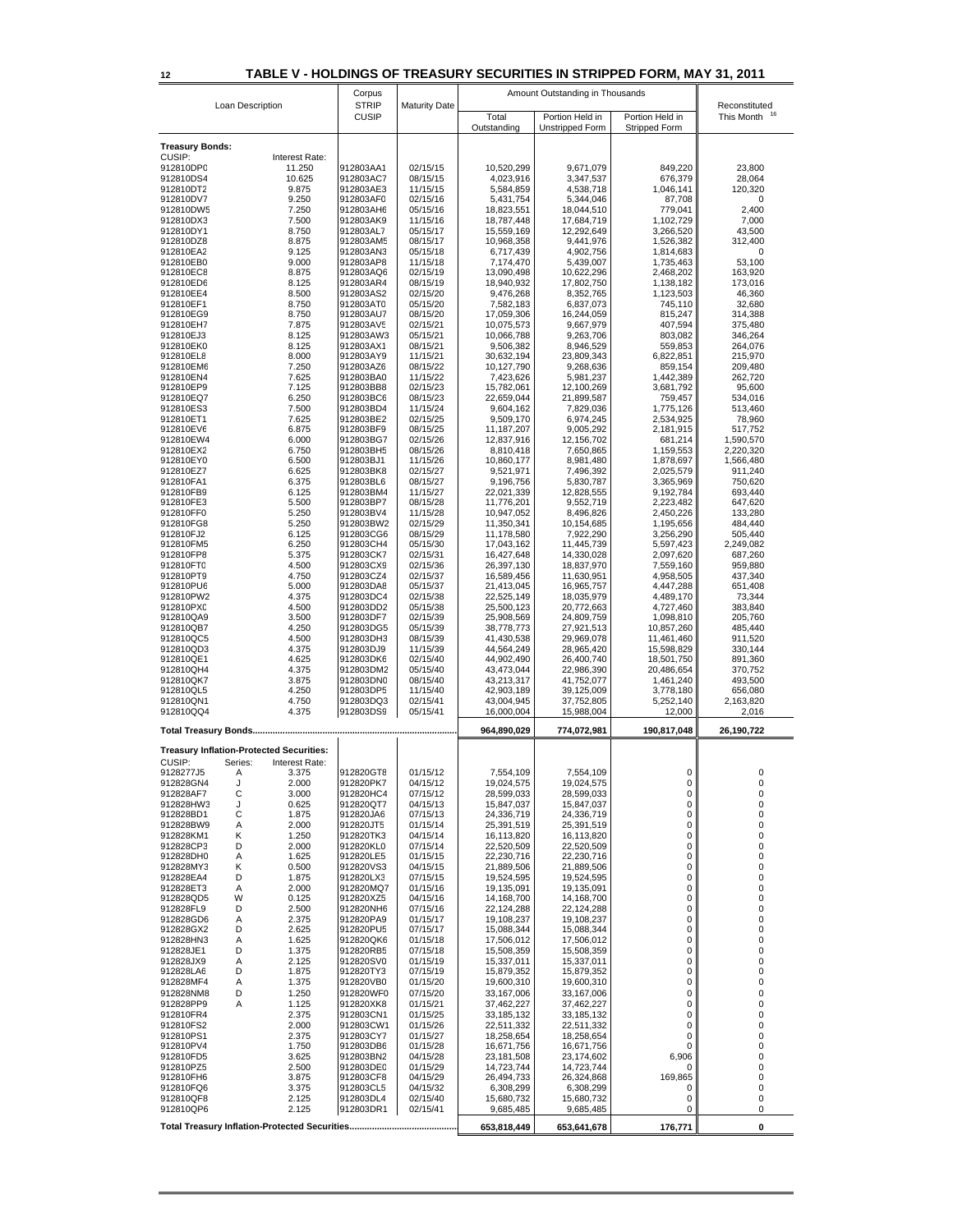## TABLE V - HOLDINGS OF TREASURY SECURITIES IN STRIPPED FORM, MAY 31, 2011

| Loan Description | | | Corpus STRIP CUSIP | Maturity Date | Amount Outstanding in Thousands | | | Reconstituted This Month [16] |
|---|---|---|---|---|---|---|---|---|
| | | | | | Total Outstanding | Portion Held in Unstripped Form | Portion Held in Stripped Form | |
| **Treasury Bonds:** | | | | | | | | |
| CUSIP: | | Interest Rate: | | | | | | |
| 912810DP0 | | 11.250 | 912803AA1 | 02/15/15 | 10,520,299 | 9,671,079 | 849,220 | 23,800 |
| 912810DS4 | | 10.625 | 912803AC7 | 08/15/15 | 4,023,916 | 3,347,537 | 676,379 | 28,064 |
| 912810DT2 | | 9.875 | 912803AE3 | 11/15/15 | 5,584,859 | 4,538,718 | 1,046,141 | 120,320 |
| 912810DV7 | | 9.250 | 912803AF0 | 02/15/16 | 5,431,754 | 5,344,046 | 87,708 | 0 |
| 912810DW5 | | 7.250 | 912803AH6 | 05/15/16 | 18,823,551 | 18,044,510 | 779,041 | 2,400 |
| 912810DX3 | | 7.500 | 912803AK9 | 11/15/16 | 18,787,448 | 17,684,719 | 1,102,729 | 7,000 |
| 912810DY1 | | 8.750 | 912803AL7 | 05/15/17 | 15,559,169 | 12,292,649 | 3,266,520 | 43,500 |
| 912810DZ8 | | 8.875 | 912803AM5 | 08/15/17 | 10,968,358 | 9,441,976 | 1,526,382 | 312,400 |
| 912810EA2 | | 9.125 | 912803AN3 | 05/15/18 | 6,717,439 | 4,902,756 | 1,814,683 | 0 |
| 912810EB0 | | 9.000 | 912803AP8 | 11/15/18 | 7,174,470 | 5,439,007 | 1,735,463 | 53,100 |
| 912810EC8 | | 8.875 | 912803AQ6 | 02/15/19 | 13,090,498 | 10,622,296 | 2,468,202 | 163,920 |
| 912810ED6 | | 8.125 | 912803AR4 | 08/15/19 | 18,940,932 | 17,802,750 | 1,138,182 | 173,016 |
| 912810EE4 | | 8.500 | 912803AS2 | 02/15/20 | 9,476,268 | 8,352,765 | 1,123,503 | 46,360 |
| 912810EF1 | | 8.750 | 912803AT0 | 05/15/20 | 7,582,183 | 6,837,073 | 745,110 | 32,680 |
| 912810EG9 | | 8.750 | 912803AU7 | 08/15/20 | 17,059,306 | 16,244,059 | 815,247 | 314,388 |
| 912810EH7 | | 7.875 | 912803AV5 | 02/15/21 | 10,075,573 | 9,667,979 | 407,594 | 375,480 |
| 912810EJ3 | | 8.125 | 912803AW3 | 05/15/21 | 10,066,788 | 9,263,706 | 803,082 | 346,264 |
| 912810EK0 | | 8.125 | 912803AX1 | 08/15/21 | 9,506,382 | 8,946,529 | 559,853 | 264,076 |
| 912810EL8 | | 8.000 | 912803AY9 | 11/15/21 | 30,632,194 | 23,809,343 | 6,822,851 | 215,970 |
| 912810EM6 | | 7.250 | 912803AZ6 | 08/15/22 | 10,127,790 | 9,268,636 | 859,154 | 209,480 |
| 912810EN4 | | 7.625 | 912803BA0 | 11/15/22 | 7,423,626 | 5,981,237 | 1,442,389 | 262,720 |
| 912810EP9 | | 7.125 | 912803BB8 | 02/15/23 | 15,782,061 | 12,100,269 | 3,681,792 | 95,600 |
| 912810EQ7 | | 6.250 | 912803BC6 | 08/15/23 | 22,659,044 | 21,899,587 | 759,457 | 534,016 |
| 912810ES3 | | 7.500 | 912803BD4 | 11/15/24 | 9,604,162 | 7,829,036 | 1,775,126 | 513,460 |
| 912810ET1 | | 7.625 | 912803BE2 | 02/15/25 | 9,509,170 | 6,974,245 | 2,534,925 | 78,960 |
| 912810EV6 | | 6.875 | 912803BF9 | 08/15/25 | 11,187,207 | 9,005,292 | 2,181,915 | 517,752 |
| 912810EW4 | | 6.000 | 912803BG7 | 02/15/26 | 12,837,916 | 12,156,702 | 681,214 | 1,590,570 |
| 912810EX2 | | 6.750 | 912803BH5 | 08/15/26 | 8,810,418 | 7,650,865 | 1,159,553 | 2,220,320 |
| 912810EY0 | | 6.500 | 912803BJ1 | 11/15/26 | 10,860,177 | 8,981,480 | 1,878,697 | 1,566,480 |
| 912810EZ7 | | 6.625 | 912803BK8 | 02/15/27 | 9,521,971 | 7,496,392 | 2,025,579 | 911,240 |
| 912810FA1 | | 6.375 | 912803BL6 | 08/15/27 | 9,196,756 | 5,830,787 | 3,365,969 | 750,620 |
| 912810FB9 | | 6.125 | 912803BM4 | 11/15/27 | 22,021,339 | 12,828,555 | 9,192,784 | 693,440 |
| 912810FE3 | | 5.500 | 912803BP7 | 08/15/28 | 11,776,201 | 9,552,719 | 2,223,482 | 647,620 |
| 912810FF0 | | 5.250 | 912803BV4 | 11/15/28 | 10,947,052 | 8,496,826 | 2,450,226 | 133,280 |
| 912810FG8 | | 5.250 | 912803BW2 | 02/15/29 | 11,350,341 | 10,154,685 | 1,195,656 | 484,440 |
| 912810FJ2 | | 6.125 | 912803CG6 | 08/15/29 | 11,178,580 | 7,922,290 | 3,256,290 | 505,440 |
| 912810FM5 | | 6.250 | 912803CH4 | 05/15/30 | 17,043,162 | 11,445,739 | 5,597,423 | 2,249,082 |
| 912810FP8 | | 5.375 | 912803CK7 | 02/15/31 | 16,427,648 | 14,330,028 | 2,097,620 | 687,260 |
| 912810FT0 | | 4.500 | 912803CX9 | 02/15/36 | 26,397,130 | 18,837,970 | 7,559,160 | 959,880 |
| 912810PT9 | | 4.750 | 912803CZ4 | 02/15/37 | 16,589,456 | 11,630,951 | 4,958,505 | 437,340 |
| 912810PU6 | | 5.000 | 912803DA8 | 05/15/37 | 21,413,045 | 16,965,757 | 4,447,288 | 651,408 |
| 912810PW2 | | 4.375 | 912803DC4 | 02/15/38 | 22,525,149 | 18,035,979 | 4,489,170 | 73,344 |
| 912810PX0 | | 4.500 | 912803DD2 | 05/15/38 | 25,500,123 | 20,772,663 | 4,727,460 | 383,840 |
| 912810QA9 | | 3.500 | 912803DF7 | 02/15/39 | 25,908,569 | 24,809,759 | 1,098,810 | 205,760 |
| 912810QB7 | | 4.250 | 912803DG5 | 05/15/39 | 38,778,773 | 27,921,513 | 10,857,260 | 485,440 |
| 912810QC5 | | 4.500 | 912803DH3 | 08/15/39 | 41,430,538 | 29,969,078 | 11,461,460 | 911,520 |
| 912810QD3 | | 4.375 | 912803DJ9 | 11/15/39 | 44,564,249 | 28,965,420 | 15,598,829 | 330,144 |
| 912810QE1 | | 4.625 | 912803DK6 | 02/15/40 | 44,902,490 | 26,400,740 | 18,501,750 | 891,360 |
| 912810QH4 | | 4.375 | 912803DM2 | 05/15/40 | 43,473,044 | 22,986,390 | 20,486,654 | 370,752 |
| 912810QK7 | | 3.875 | 912803DN0 | 08/15/40 | 43,213,317 | 41,752,077 | 1,461,240 | 493,500 |
| 912810QL5 | | 4.250 | 912803DP5 | 11/15/40 | 42,903,189 | 39,125,009 | 3,778,180 | 656,080 |
| 912810QN1 | | 4.750 | 912803DQ3 | 02/15/41 | 43,004,945 | 37,752,805 | 5,252,140 | 2,163,820 |
| 912810QQ4 | | 4.375 | 912803DS9 | 05/15/41 | 16,000,004 | 15,988,004 | 12,000 | 2,016 |
| **Total Treasury Bonds** | | | | | **964,890,029** | **774,072,981** | **190,817,048** | **26,190,722** |
| **Treasury Inflation-Protected Securities:** | | | | | | | | |
| CUSIP: | Series: | Interest Rate: | | | | | | |
| 9128277J5 | A | 3.375 | 912820GT8 | 01/15/12 | 7,554,109 | 7,554,109 | 0 | 0 |
| 912828GN4 | J | 2.000 | 912820PK7 | 04/15/12 | 19,024,575 | 19,024,575 | 0 | 0 |
| 912828AF7 | C | 3.000 | 912820HC4 | 07/15/12 | 28,599,033 | 28,599,033 | 0 | 0 |
| 912828HW3 | J | 0.625 | 912820QT7 | 04/15/13 | 15,847,037 | 15,847,037 | 0 | 0 |
| 912828BD1 | C | 1.875 | 912820JA6 | 07/15/13 | 24,336,719 | 24,336,719 | 0 | 0 |
| 912828BW9 | A | 2.000 | 912820JT5 | 01/15/14 | 25,391,519 | 25,391,519 | 0 | 0 |
| 912828KM1 | K | 1.250 | 912820TK3 | 04/15/14 | 16,113,820 | 16,113,820 | 0 | 0 |
| 912828CP3 | D | 2.000 | 912820KL0 | 07/15/14 | 22,520,509 | 22,520,509 | 0 | 0 |
| 912828DH0 | A | 1.625 | 912820LE5 | 01/15/15 | 22,230,716 | 22,230,716 | 0 | 0 |
| 912828MY3 | K | 0.500 | 912820VS3 | 04/15/15 | 21,889,506 | 21,889,506 | 0 | 0 |
| 912828EA4 | D | 1.875 | 912820LX3 | 07/15/15 | 19,524,595 | 19,524,595 | 0 | 0 |
| 912828ET3 | A | 2.000 | 912820MQ7 | 01/15/16 | 19,135,091 | 19,135,091 | 0 | 0 |
| 912828QD5 | W | 0.125 | 912820XZ5 | 04/15/16 | 14,168,700 | 14,168,700 | 0 | 0 |
| 912828FL9 | D | 2.500 | 912820NH6 | 07/15/16 | 22,124,288 | 22,124,288 | 0 | 0 |
| 912828GD6 | A | 2.375 | 912820PA9 | 01/15/17 | 19,108,237 | 19,108,237 | 0 | 0 |
| 912828GX2 | D | 2.625 | 912820PU5 | 07/15/17 | 15,088,344 | 15,088,344 | 0 | 0 |
| 912828HN3 | A | 1.625 | 912820QK6 | 01/15/18 | 17,506,012 | 17,506,012 | 0 | 0 |
| 912828JE1 | D | 1.375 | 912820RB5 | 07/15/18 | 15,508,359 | 15,508,359 | 0 | 0 |
| 912828JX9 | A | 2.125 | 912820SV0 | 01/15/19 | 15,337,011 | 15,337,011 | 0 | 0 |
| 912828LA6 | D | 1.875 | 912820TY3 | 07/15/19 | 15,879,352 | 15,879,352 | 0 | 0 |
| 912828MF4 | A | 1.375 | 912820VB0 | 01/15/20 | 19,600,310 | 19,600,310 | 0 | 0 |
| 912828NM8 | D | 1.250 | 912820WF0 | 07/15/20 | 33,167,006 | 33,167,006 | 0 | 0 |
| 912828PP9 | A | 1.125 | 912820XK8 | 01/15/21 | 37,462,227 | 37,462,227 | 0 | 0 |
| 912810FR4 | | 2.375 | 912803CN1 | 01/15/25 | 33,185,132 | 33,185,132 | 0 | 0 |
| 912810FS2 | | 2.000 | 912803CW1 | 01/15/26 | 22,511,332 | 22,511,332 | 0 | 0 |
| 912810PS1 | | 2.375 | 912803CY7 | 01/15/27 | 18,258,654 | 18,258,654 | 0 | 0 |
| 912810PV4 | | 1.750 | 912803DB6 | 01/15/28 | 16,671,756 | 16,671,756 | 0 | 0 |
| 912810FD5 | | 3.625 | 912803BN2 | 04/15/28 | 23,181,508 | 23,174,602 | 6,906 | 0 |
| 912810PZ5 | | 2.500 | 912803DE0 | 01/15/29 | 14,723,744 | 14,723,744 | 0 | 0 |
| 912810FH6 | | 3.875 | 912803CF8 | 04/15/29 | 26,494,733 | 26,324,868 | 169,865 | 0 |
| 912810FQ6 | | 3.375 | 912803CL5 | 04/15/32 | 6,308,299 | 6,308,299 | 0 | 0 |
| 912810QF8 | | 2.125 | 912803DL4 | 02/15/40 | 15,680,732 | 15,680,732 | 0 | 0 |
| 912810QP6 | | 2.125 | 912803DR1 | 02/15/41 | 9,685,485 | 9,685,485 | 0 | 0 |
| **Total Treasury Inflation-Protected Securities** | | | | | **653,818,449** | **653,641,678** | **176,771** | **0** |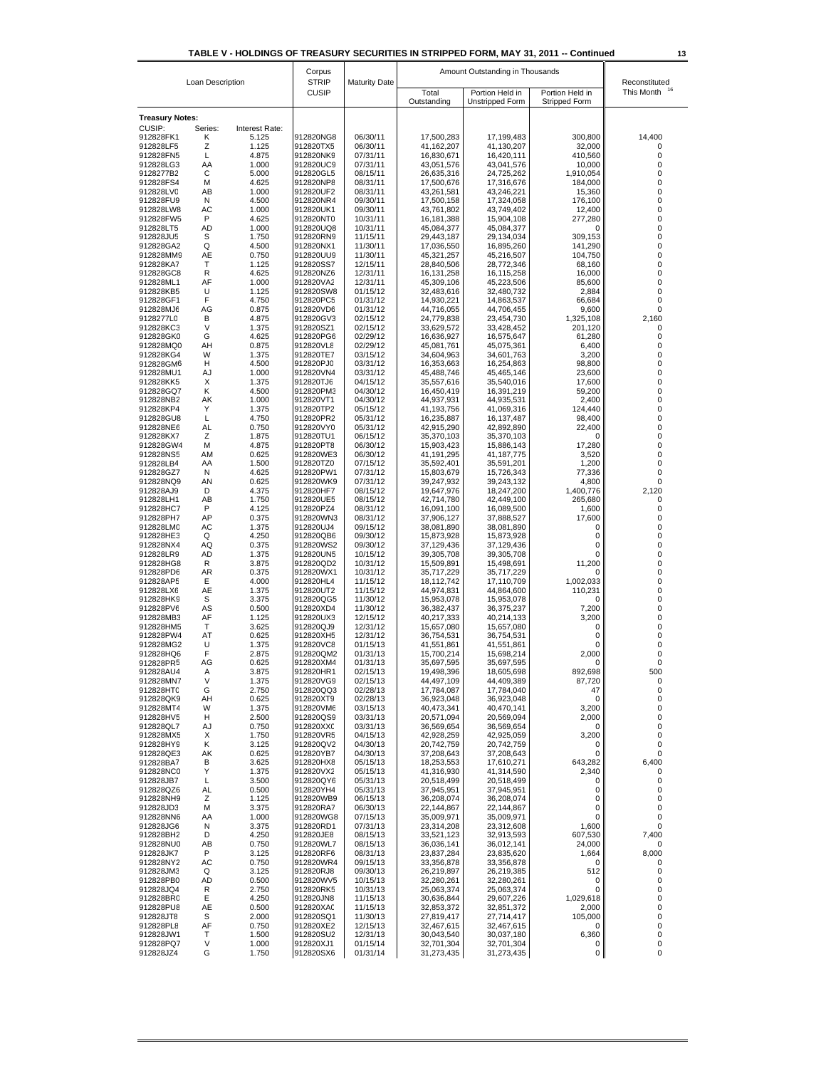## TABLE V - HOLDINGS OF TREASURY SECURITIES IN STRIPPED FORM, MAY 31, 2011 -- Continued

| Loan Description | | | Corpus STRIP CUSIP | Maturity Date | Amount Outstanding in Thousands | | | Reconstituted This Month [16] |
|---|---|---|---|---|---|---|---|---|
| | | | | | Total Outstanding | Portion Held in Unstripped Form | Portion Held in Stripped Form | |
| **Treasury Notes:** | | | | | | | | |
| CUSIP: | Series: | Interest Rate: | | | | | | |
| 912828FK1 | K | 5.125 | 912820NG8 | 06/30/11 | 17,500,283 | 17,199,483 | 300,800 | 14,400 |
| 912828LF5 | Z | 1.125 | 912820TX5 | 06/30/11 | 41,162,207 | 41,130,207 | 32,000 | 0 |
| 912828FN5 | L | 4.875 | 912820NK9 | 07/31/11 | 16,830,671 | 16,420,111 | 410,560 | 0 |
| 912828LG3 | AA | 1.000 | 912820UC9 | 07/31/11 | 43,051,576 | 43,041,576 | 10,000 | 0 |
| 9128277B2 | C | 5.000 | 912820GL5 | 08/15/11 | 26,635,316 | 24,725,262 | 1,910,054 | 0 |
| 912828FS4 | M | 4.625 | 912820NP8 | 08/31/11 | 17,500,676 | 17,316,676 | 184,000 | 0 |
| 912828LV0 | AB | 1.000 | 912820UF2 | 08/31/11 | 43,261,581 | 43,246,221 | 15,360 | 0 |
| 912828FU9 | N | 4.500 | 912820NR4 | 09/30/11 | 17,500,158 | 17,324,058 | 176,100 | 0 |
| 912828LW8 | AC | 1.000 | 912820UK1 | 09/30/11 | 43,761,802 | 43,749,402 | 12,400 | 0 |
| 912828FW5 | P | 4.625 | 912820NT0 | 10/31/11 | 16,181,388 | 15,904,108 | 277,280 | 0 |
| 912828LT5 | AD | 1.000 | 912820UQ8 | 10/31/11 | 45,084,377 | 45,084,377 | 0 | 0 |
| 912828JU5 | S | 1.750 | 912820RN9 | 11/15/11 | 29,443,187 | 29,134,034 | 309,153 | 0 |
| 912828GA2 | Q | 4.500 | 912820NX1 | 11/30/11 | 17,036,550 | 16,895,260 | 141,290 | 0 |
| 912828MM9 | AE | 0.750 | 912820UU9 | 11/30/11 | 45,321,257 | 45,216,507 | 104,750 | 0 |
| 912828KA7 | T | 1.125 | 912820SS7 | 12/15/11 | 28,840,506 | 28,772,346 | 68,160 | 0 |
| 912828GC8 | R | 4.625 | 912820NZ6 | 12/31/11 | 16,131,258 | 16,115,258 | 16,000 | 0 |
| 912828ML1 | AF | 1.000 | 912820VA2 | 12/31/11 | 45,309,106 | 45,223,506 | 85,600 | 0 |
| 912828KB5 | U | 1.125 | 912820SW8 | 01/15/12 | 32,483,616 | 32,480,732 | 2,884 | 0 |
| 912828GF1 | F | 4.750 | 912820PC5 | 01/31/12 | 14,930,221 | 14,863,537 | 66,684 | 0 |
| 912828MJ6 | AG | 0.875 | 912820VD6 | 01/31/12 | 44,716,055 | 44,706,455 | 9,600 | 0 |
| 9128277L0 | B | 4.875 | 912820GV3 | 02/15/12 | 24,779,838 | 23,454,730 | 1,325,108 | 2,160 |
| 912828KC3 | V | 1.375 | 912820SZ1 | 02/15/12 | 33,629,572 | 33,428,452 | 201,120 | 0 |
| 912828GK0 | G | 4.625 | 912820PG6 | 02/29/12 | 16,636,927 | 16,575,647 | 61,280 | 0 |
| 912828MQ0 | AH | 0.875 | 912820VL8 | 02/29/12 | 45,081,761 | 45,075,361 | 6,400 | 0 |
| 912828KG4 | W | 1.375 | 912820TE7 | 03/15/12 | 34,604,963 | 34,601,763 | 3,200 | 0 |
| 912828GM6 | H | 4.500 | 912820PJ0 | 03/31/12 | 16,353,663 | 16,254,863 | 98,800 | 0 |
| 912828MU1 | AJ | 1.000 | 912820VN4 | 03/31/12 | 45,488,746 | 45,465,146 | 23,600 | 0 |
| 912828KK5 | X | 1.375 | 912820TJ6 | 04/15/12 | 35,557,616 | 35,540,016 | 17,600 | 0 |
| 912828GQ7 | K | 4.500 | 912820PM3 | 04/30/12 | 16,450,419 | 16,391,219 | 59,200 | 0 |
| 912828NB2 | AK | 1.000 | 912820VT1 | 04/30/12 | 44,937,931 | 44,935,531 | 2,400 | 0 |
| 912828KP4 | Y | 1.375 | 912820TP2 | 05/15/12 | 41,193,756 | 41,069,316 | 124,440 | 0 |
| 912828GU8 | L | 4.750 | 912820PR2 | 05/31/12 | 16,235,887 | 16,137,487 | 98,400 | 0 |
| 912828NE6 | AL | 0.750 | 912820VY0 | 05/31/12 | 42,915,290 | 42,892,890 | 22,400 | 0 |
| 912828KX7 | Z | 1.875 | 912820TU1 | 06/15/12 | 35,370,103 | 35,370,103 | 0 | 0 |
| 912828GW4 | M | 4.875 | 912820PT8 | 06/30/12 | 15,903,423 | 15,886,143 | 17,280 | 0 |
| 912828NS5 | AM | 0.625 | 912820WE3 | 06/30/12 | 41,191,295 | 41,187,775 | 3,520 | 0 |
| 912828LB4 | AA | 1.500 | 912820TZ0 | 07/15/12 | 35,592,401 | 35,591,201 | 1,200 | 0 |
| 912828GZ7 | N | 4.625 | 912820PW1 | 07/31/12 | 15,803,679 | 15,726,343 | 77,336 | 0 |
| 912828NQ9 | AN | 0.625 | 912820WK9 | 07/31/12 | 39,247,932 | 39,243,132 | 4,800 | 0 |
| 912828AJ9 | D | 4.375 | 912820HF7 | 08/15/12 | 19,647,976 | 18,247,200 | 1,400,776 | 2,120 |
| 912828LH1 | AB | 1.750 | 912820UE5 | 08/15/12 | 42,714,780 | 42,449,100 | 265,680 | 0 |
| 912828HC7 | P | 4.125 | 912820PZ4 | 08/31/12 | 16,091,100 | 16,089,500 | 1,600 | 0 |
| 912828PH7 | AP | 0.375 | 912820WN3 | 08/31/12 | 37,906,127 | 37,888,527 | 17,600 | 0 |
| 912828LM0 | AC | 1.375 | 912820UJ4 | 09/15/12 | 38,081,890 | 38,081,890 | 0 | 0 |
| 912828HE3 | Q | 4.250 | 912820QB6 | 09/30/12 | 15,873,928 | 15,873,928 | 0 | 0 |
| 912828NX4 | AQ | 0.375 | 912820WS2 | 09/30/12 | 37,129,436 | 37,129,436 | 0 | 0 |
| 912828LR9 | AD | 1.375 | 912820UN5 | 10/15/12 | 39,305,708 | 39,305,708 | 0 | 0 |
| 912828HG8 | R | 3.875 | 912820QD2 | 10/31/12 | 15,509,891 | 15,498,691 | 11,200 | 0 |
| 912828PD6 | AR | 0.375 | 912820WX1 | 10/31/12 | 35,717,229 | 35,717,229 | 0 | 0 |
| 912828AP5 | E | 4.000 | 912820HL4 | 11/15/12 | 18,112,742 | 17,110,709 | 1,002,033 | 0 |
| 912828LX6 | AE | 1.375 | 912820UT2 | 11/15/12 | 44,974,831 | 44,864,600 | 110,231 | 0 |
| 912828HK9 | S | 3.375 | 912820QG5 | 11/30/12 | 15,953,078 | 15,953,078 | 0 | 0 |
| 912828PV6 | AS | 0.500 | 912820XD4 | 11/30/12 | 36,382,437 | 36,375,237 | 7,200 | 0 |
| 912828MB3 | AF | 1.125 | 912820UX3 | 12/15/12 | 40,217,333 | 40,214,133 | 3,200 | 0 |
| 912828HM5 | T | 3.625 | 912820QJ9 | 12/31/12 | 15,657,080 | 15,657,080 | 0 | 0 |
| 912828PW4 | AT | 0.625 | 912820XH5 | 12/31/12 | 36,754,531 | 36,754,531 | 0 | 0 |
| 912828MG2 | U | 1.375 | 912820VC8 | 01/15/13 | 41,551,861 | 41,551,861 | 0 | 0 |
| 912828HQ6 | F | 2.875 | 912820QM2 | 01/31/13 | 15,700,214 | 15,698,214 | 2,000 | 0 |
| 912828PR5 | AG | 0.625 | 912820XM4 | 01/31/13 | 35,697,595 | 35,697,595 | 0 | 0 |
| 912828AU4 | A | 3.875 | 912820HR1 | 02/15/13 | 19,498,396 | 18,605,698 | 892,698 | 500 |
| 912828MN7 | V | 1.375 | 912820VG9 | 02/15/13 | 44,497,109 | 44,409,389 | 87,720 | 0 |
| 912828HT0 | G | 2.750 | 912820QQ3 | 02/28/13 | 17,784,087 | 17,784,040 | 47 | 0 |
| 912828QK9 | AH | 0.625 | 912820XT9 | 02/28/13 | 36,923,048 | 36,923,048 | 0 | 0 |
| 912828MT4 | W | 1.375 | 912820VM6 | 03/15/13 | 40,473,341 | 40,470,141 | 3,200 | 0 |
| 912828HV5 | H | 2.500 | 912820QS9 | 03/31/13 | 20,571,094 | 20,569,094 | 2,000 | 0 |
| 912828QL7 | AJ | 0.750 | 912820XX0 | 03/31/13 | 36,569,654 | 36,569,654 | 0 | 0 |
| 912828MX5 | X | 1.750 | 912820VR5 | 04/15/13 | 42,928,259 | 42,925,059 | 3,200 | 0 |
| 912828HY9 | K | 3.125 | 912820QV2 | 04/30/13 | 20,742,759 | 20,742,759 | 0 | 0 |
| 912828QE3 | AK | 0.625 | 912820YB7 | 04/30/13 | 37,208,643 | 37,208,643 | 0 | 0 |
| 912828BA7 | B | 3.625 | 912820HX8 | 05/15/13 | 18,253,553 | 17,610,271 | 643,282 | 6,400 |
| 912828NC0 | Y | 1.375 | 912820VX2 | 05/15/13 | 41,316,930 | 41,314,590 | 2,340 | 0 |
| 912828JB7 | L | 3.500 | 912820QY6 | 05/31/13 | 20,518,499 | 20,518,499 | 0 | 0 |
| 912828QZ6 | AL | 0.500 | 912820YH4 | 05/31/13 | 37,945,951 | 37,945,951 | 0 | 0 |
| 912828NH9 | Z | 1.125 | 912820WB9 | 06/15/13 | 36,208,074 | 36,208,074 | 0 | 0 |
| 912828JD3 | M | 3.375 | 912820RA7 | 06/30/13 | 22,144,867 | 22,144,867 | 0 | 0 |
| 912828NN6 | AA | 1.000 | 912820WG8 | 07/15/13 | 35,009,971 | 35,009,971 | 0 | 0 |
| 912828JG6 | N | 3.375 | 912820RD1 | 07/31/13 | 23,314,208 | 23,312,608 | 1,600 | 0 |
| 912828BH2 | D | 4.250 | 912820JE8 | 08/15/13 | 33,521,123 | 32,913,593 | 607,530 | 7,400 |
| 912828NU0 | AB | 0.750 | 912820WL7 | 08/15/13 | 36,036,141 | 36,012,141 | 24,000 | 0 |
| 912828JK7 | P | 3.125 | 912820RF6 | 08/31/13 | 23,837,284 | 23,835,620 | 1,664 | 8,000 |
| 912828NY2 | AC | 0.750 | 912820WR4 | 09/15/13 | 33,356,878 | 33,356,878 | 0 | 0 |
| 912828JM3 | Q | 3.125 | 912820RJ8 | 09/30/13 | 26,219,897 | 26,219,385 | 512 | 0 |
| 912828PB0 | AD | 0.500 | 912820WV5 | 10/15/13 | 32,280,261 | 32,280,261 | 0 | 0 |
| 912828JQ4 | R | 2.750 | 912820RK5 | 10/31/13 | 25,063,374 | 25,063,374 | 0 | 0 |
| 912828BR0 | E | 4.250 | 912820JN8 | 11/15/13 | 30,636,844 | 29,607,226 | 1,029,618 | 0 |
| 912828PU8 | AE | 0.500 | 912820XA0 | 11/15/13 | 32,853,372 | 32,851,372 | 2,000 | 0 |
| 912828JT8 | S | 2.000 | 912820SQ1 | 11/30/13 | 27,819,417 | 27,714,417 | 105,000 | 0 |
| 912828PL8 | AF | 0.750 | 912820XE2 | 12/15/13 | 32,467,615 | 32,467,615 | 0 | 0 |
| 912828JW1 | T | 1.500 | 912820SU2 | 12/31/13 | 30,043,540 | 30,037,180 | 6,360 | 0 |
| 912828PQ7 | V | 1.000 | 912820XJ1 | 01/15/14 | 32,701,304 | 32,701,304 | 0 | 0 |
| 912828JZ4 | G | 1.750 | 912820SX6 | 01/31/14 | 31,273,435 | 31,273,435 | 0 | 0 |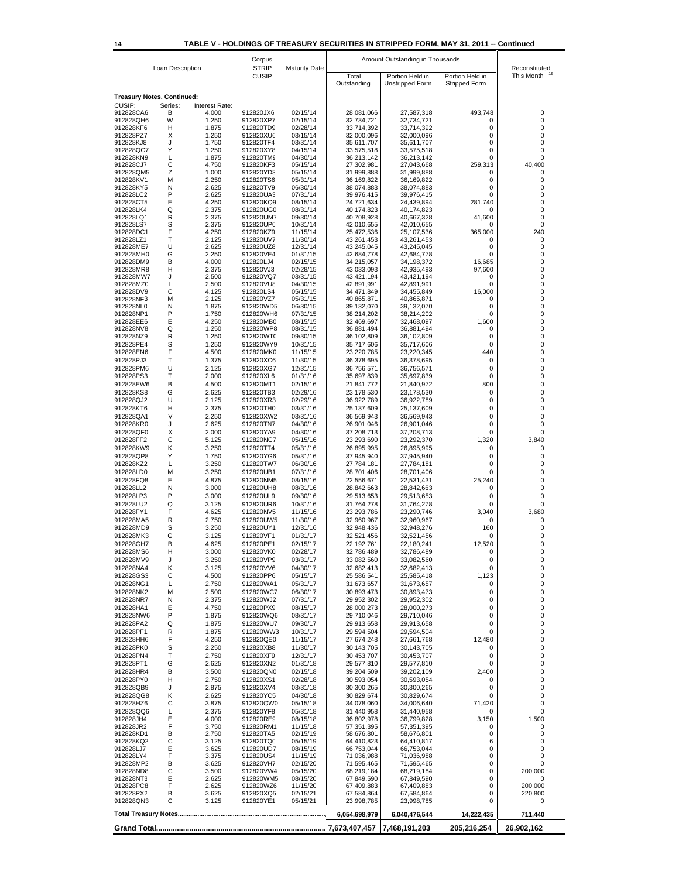# TABLE V - HOLDINGS OF TREASURY SECURITIES IN STRIPPED FORM, MAY 31, 2011 -- Continued

| Loan Description | | | Corpus STRIP CUSIP | Maturity Date | Amount Outstanding in Thousands | | | Reconstituted This Month [16] |
|---|---|---|---|---|---|---|---|---|
| | | | | | Total Outstanding | Portion Held in Unstripped Form | Portion Held in Stripped Form | |
| **Treasury Notes, Continued:** | | | | | | | | |
| CUSIP: | Series: | Interest Rate: | | | | | | |
| 912828CA6 | B | 4.000 | 912820JX6 | 02/15/14 | 28,081,066 | 27,587,318 | 493,748 | 0 |
| 912828QH6 | W | 1.250 | 912820XP7 | 02/15/14 | 32,734,721 | 32,734,721 | 0 | 0 |
| 912828KF6 | H | 1.875 | 912820TD9 | 02/28/14 | 33,714,392 | 33,714,392 | 0 | 0 |
| 912828PZ7 | X | 1.250 | 912820XU6 | 03/15/14 | 32,000,096 | 32,000,096 | 0 | 0 |
| 912828KJ8 | J | 1.750 | 912820TF4 | 03/31/14 | 35,611,707 | 35,611,707 | 0 | 0 |
| 912828QC7 | Y | 1.250 | 912820XY8 | 04/15/14 | 33,575,518 | 33,575,518 | 0 | 0 |
| 912828KN9 | L | 1.875 | 912820TM9 | 04/30/14 | 36,213,142 | 36,213,142 | 0 | 0 |
| 912828CJ7 | C | 4.750 | 912820KF3 | 05/15/14 | 27,302,981 | 27,043,668 | 259,313 | 40,400 |
| 912828QM5 | Z | 1.000 | 912820YD3 | 05/15/14 | 31,999,888 | 31,999,888 | 0 | 0 |
| 912828KV1 | M | 2.250 | 912820TS6 | 05/31/14 | 36,169,822 | 36,169,822 | 0 | 0 |
| 912828KY5 | N | 2.625 | 912820TV9 | 06/30/14 | 38,074,883 | 38,074,883 | 0 | 0 |
| 912828LC2 | P | 2.625 | 912820UA3 | 07/31/14 | 39,976,415 | 39,976,415 | 0 | 0 |
| 912828CT5 | E | 4.250 | 912820KQ9 | 08/15/14 | 24,721,634 | 24,439,894 | 281,740 | 0 |
| 912828LK4 | Q | 2.375 | 912820UG0 | 08/31/14 | 40,174,823 | 40,174,823 | 0 | 0 |
| 912828LQ1 | R | 2.375 | 912820UM7 | 09/30/14 | 40,708,928 | 40,667,328 | 41,600 | 0 |
| 912828LS7 | S | 2.375 | 912820UP0 | 10/31/14 | 42,010,655 | 42,010,655 | 0 | 0 |
| 912828DC1 | F | 4.250 | 912820KZ9 | 11/15/14 | 25,472,536 | 25,107,536 | 365,000 | 240 |
| 912828LZ1 | T | 2.125 | 912820UV7 | 11/30/14 | 43,261,453 | 43,261,453 | 0 | 0 |
| 912828ME7 | U | 2.625 | 912820UZ8 | 12/31/14 | 43,245,045 | 43,245,045 | 0 | 0 |
| 912828MH0 | G | 2.250 | 912820VE4 | 01/31/15 | 42,684,778 | 42,684,778 | 0 | 0 |
| 912828DM9 | B | 4.000 | 912820LJ4 | 02/15/15 | 34,215,057 | 34,198,372 | 16,685 | 0 |
| 912828MR8 | H | 2.375 | 912820VJ3 | 02/28/15 | 43,033,093 | 42,935,493 | 97,600 | 0 |
| 912828MW7 | J | 2.500 | 912820VQ7 | 03/31/15 | 43,421,194 | 43,421,194 | 0 | 0 |
| 912828MZ0 | L | 2.500 | 912820VU8 | 04/30/15 | 42,891,991 | 42,891,991 | 0 | 0 |
| 912828DV9 | C | 4.125 | 912820LS4 | 05/15/15 | 34,471,849 | 34,455,849 | 16,000 | 0 |
| 912828NF3 | M | 2.125 | 912820VZ7 | 05/31/15 | 40,865,871 | 40,865,871 | 0 | 0 |
| 912828NL0 | N | 1.875 | 912820WD5 | 06/30/15 | 39,132,070 | 39,132,070 | 0 | 0 |
| 912828NP1 | P | 1.750 | 912820WH6 | 07/31/15 | 38,214,202 | 38,214,202 | 0 | 0 |
| 912828EE6 | E | 4.250 | 912820MB0 | 08/15/15 | 32,469,697 | 32,468,097 | 1,600 | 0 |
| 912828NV8 | Q | 1.250 | 912820WP8 | 08/31/15 | 36,881,494 | 36,881,494 | 0 | 0 |
| 912828NZ9 | R | 1.250 | 912820WT0 | 09/30/15 | 36,102,809 | 36,102,809 | 0 | 0 |
| 912828PE4 | S | 1.250 | 912820WY9 | 10/31/15 | 35,717,606 | 35,717,606 | 0 | 0 |
| 912828EN6 | F | 4.500 | 912820MK0 | 11/15/15 | 23,220,785 | 23,220,345 | 440 | 0 |
| 912828PJ3 | T | 1.375 | 912820XC6 | 11/30/15 | 36,378,695 | 36,378,695 | 0 | 0 |
| 912828PM6 | U | 2.125 | 912820XG7 | 12/31/15 | 36,756,571 | 36,756,571 | 0 | 0 |
| 912828PS3 | T | 2.000 | 912820XL6 | 01/31/16 | 35,697,839 | 35,697,839 | 0 | 0 |
| 912828EW6 | B | 4.500 | 912820MT1 | 02/15/16 | 21,841,772 | 21,840,972 | 800 | 0 |
| 912828KS8 | G | 2.625 | 912820TB3 | 02/29/16 | 23,178,530 | 23,178,530 | 0 | 0 |
| 912828QJ2 | U | 2.125 | 912820XR3 | 02/29/16 | 36,922,789 | 36,922,789 | 0 | 0 |
| 912828KT6 | H | 2.375 | 912820TH0 | 03/31/16 | 25,137,609 | 25,137,609 | 0 | 0 |
| 912828QA1 | V | 2.250 | 912820XW2 | 03/31/16 | 36,569,943 | 36,569,943 | 0 | 0 |
| 912828KR0 | J | 2.625 | 912820TN7 | 04/30/16 | 26,901,046 | 26,901,046 | 0 | 0 |
| 912828QF0 | X | 2.000 | 912820YA9 | 04/30/16 | 37,208,713 | 37,208,713 | 0 | 0 |
| 912828FF2 | C | 5.125 | 912820NC7 | 05/15/16 | 23,293,690 | 23,292,370 | 1,320 | 3,840 |
| 912828KW9 | K | 3.250 | 912820TT4 | 05/31/16 | 26,895,995 | 26,895,995 | 0 | 0 |
| 912828QP8 | Y | 1.750 | 912820YG6 | 05/31/16 | 37,945,940 | 37,945,940 | 0 | 0 |
| 912828KZ2 | L | 3.250 | 912820TW7 | 06/30/16 | 27,784,181 | 27,784,181 | 0 | 0 |
| 912828LD0 | M | 3.250 | 912820UB1 | 07/31/16 | 28,701,406 | 28,701,406 | 0 | 0 |
| 912828FQ8 | E | 4.875 | 912820NM5 | 08/15/16 | 22,556,671 | 22,531,431 | 25,240 | 0 |
| 912828LL2 | N | 3.000 | 912820UH8 | 08/31/16 | 28,842,663 | 28,842,663 | 0 | 0 |
| 912828LP3 | P | 3.000 | 912820UL9 | 09/30/16 | 29,513,653 | 29,513,653 | 0 | 0 |
| 912828LU2 | Q | 3.125 | 912820UR6 | 10/31/16 | 31,764,278 | 31,764,278 | 0 | 0 |
| 912828FY1 | F | 4.625 | 912820NV5 | 11/15/16 | 23,293,786 | 23,290,746 | 3,040 | 3,680 |
| 912828MA5 | R | 2.750 | 912820UW5 | 11/30/16 | 32,960,967 | 32,960,967 | 0 | 0 |
| 912828MD9 | S | 3.250 | 912820UY1 | 12/31/16 | 32,948,436 | 32,948,276 | 160 | 0 |
| 912828MK3 | G | 3.125 | 912820VF1 | 01/31/17 | 32,521,456 | 32,521,456 | 0 | 0 |
| 912828GH7 | B | 4.625 | 912820PE1 | 02/15/17 | 22,192,761 | 22,180,241 | 12,520 | 0 |
| 912828MS6 | H | 3.000 | 912820VK0 | 02/28/17 | 32,786,489 | 32,786,489 | 0 | 0 |
| 912828MV9 | J | 3.250 | 912820VP9 | 03/31/17 | 33,082,560 | 33,082,560 | 0 | 0 |
| 912828NA4 | K | 3.125 | 912820VV6 | 04/30/17 | 32,682,413 | 32,682,413 | 0 | 0 |
| 912828GS3 | C | 4.500 | 912820PP6 | 05/15/17 | 25,586,541 | 25,585,418 | 1,123 | 0 |
| 912828NG1 | L | 2.750 | 912820WA1 | 05/31/17 | 31,673,657 | 31,673,657 | 0 | 0 |
| 912828NK2 | M | 2.500 | 912820WC7 | 06/30/17 | 30,893,473 | 30,893,473 | 0 | 0 |
| 912828NR7 | N | 2.375 | 912820WJ2 | 07/31/17 | 29,952,302 | 29,952,302 | 0 | 0 |
| 912828HA1 | E | 4.750 | 912820PX9 | 08/15/17 | 28,000,273 | 28,000,273 | 0 | 0 |
| 912828NW6 | P | 1.875 | 912820WQ6 | 08/31/17 | 29,710,046 | 29,710,046 | 0 | 0 |
| 912828PA2 | Q | 1.875 | 912820WU7 | 09/30/17 | 29,913,658 | 29,913,658 | 0 | 0 |
| 912828PF1 | R | 1.875 | 912820WW3 | 10/31/17 | 29,594,504 | 29,594,504 | 0 | 0 |
| 912828HH6 | F | 4.250 | 912820QE0 | 11/15/17 | 27,674,248 | 27,661,768 | 12,480 | 0 |
| 912828PK0 | S | 2.250 | 912820XB8 | 11/30/17 | 30,143,705 | 30,143,705 | 0 | 0 |
| 912828PN4 | T | 2.750 | 912820XF9 | 12/31/17 | 30,453,707 | 30,453,707 | 0 | 0 |
| 912828PT1 | G | 2.625 | 912820XN2 | 01/31/18 | 29,577,810 | 29,577,810 | 0 | 0 |
| 912828HR4 | B | 3.500 | 912820QN0 | 02/15/18 | 39,204,509 | 39,202,109 | 2,400 | 0 |
| 912828PY0 | H | 2.750 | 912820XS1 | 02/28/18 | 30,593,054 | 30,593,054 | 0 | 0 |
| 912828QB9 | J | 2.875 | 912820XV4 | 03/31/18 | 30,300,265 | 30,300,265 | 0 | 0 |
| 912828QG8 | K | 2.625 | 912820YC5 | 04/30/18 | 30,829,674 | 30,829,674 | 0 | 0 |
| 912828HZ6 | C | 3.875 | 912820QW0 | 05/15/18 | 34,078,060 | 34,006,640 | 71,420 | 0 |
| 912828QQ6 | L | 2.375 | 912820YF8 | 05/31/18 | 31,440,958 | 31,440,958 | 0 | 0 |
| 912828JH4 | E | 4.000 | 912820RE9 | 08/15/18 | 36,802,978 | 36,799,828 | 3,150 | 1,500 |
| 912828JR2 | F | 3.750 | 912820RM1 | 11/15/18 | 57,351,395 | 57,351,395 | 0 | 0 |
| 912828KD1 | B | 2.750 | 912820TA5 | 02/15/19 | 58,676,801 | 58,676,801 | 0 | 0 |
| 912828KQ2 | C | 3.125 | 912820TQ0 | 05/15/19 | 64,410,823 | 64,410,817 | 6 | 0 |
| 912828LJ7 | E | 3.625 | 912820UD7 | 08/15/19 | 66,753,044 | 66,753,044 | 0 | 0 |
| 912828LY4 | F | 3.375 | 912820US4 | 11/15/19 | 71,036,988 | 71,036,988 | 0 | 0 |
| 912828MP2 | B | 3.625 | 912820VH7 | 02/15/20 | 71,595,465 | 71,595,465 | 0 | 0 |
| 912828ND8 | C | 3.500 | 912820VW4 | 05/15/20 | 68,219,184 | 68,219,184 | 0 | 200,000 |
| 912828NT3 | E | 2.625 | 912820WM5 | 08/15/20 | 67,849,590 | 67,849,590 | 0 | 0 |
| 912828PC8 | F | 2.625 | 912820WZ6 | 11/15/20 | 67,409,883 | 67,409,883 | 0 | 200,000 |
| 912828PX2 | B | 3.625 | 912820XQ5 | 02/15/21 | 67,584,864 | 67,584,864 | 0 | 220,800 |
| 912828QN3 | C | 3.125 | 912820YE1 | 05/15/21 | 23,998,785 | 23,998,785 | 0 | 0 |
| **Total Treasury Notes** | | | | | **6,054,698,979** | **6,040,476,544** | **14,222,435** | **711,440** |
| **Grand Total** | | | | | **7,673,407,457** | **7,468,191,203** | **205,216,254** | **26,902,162** |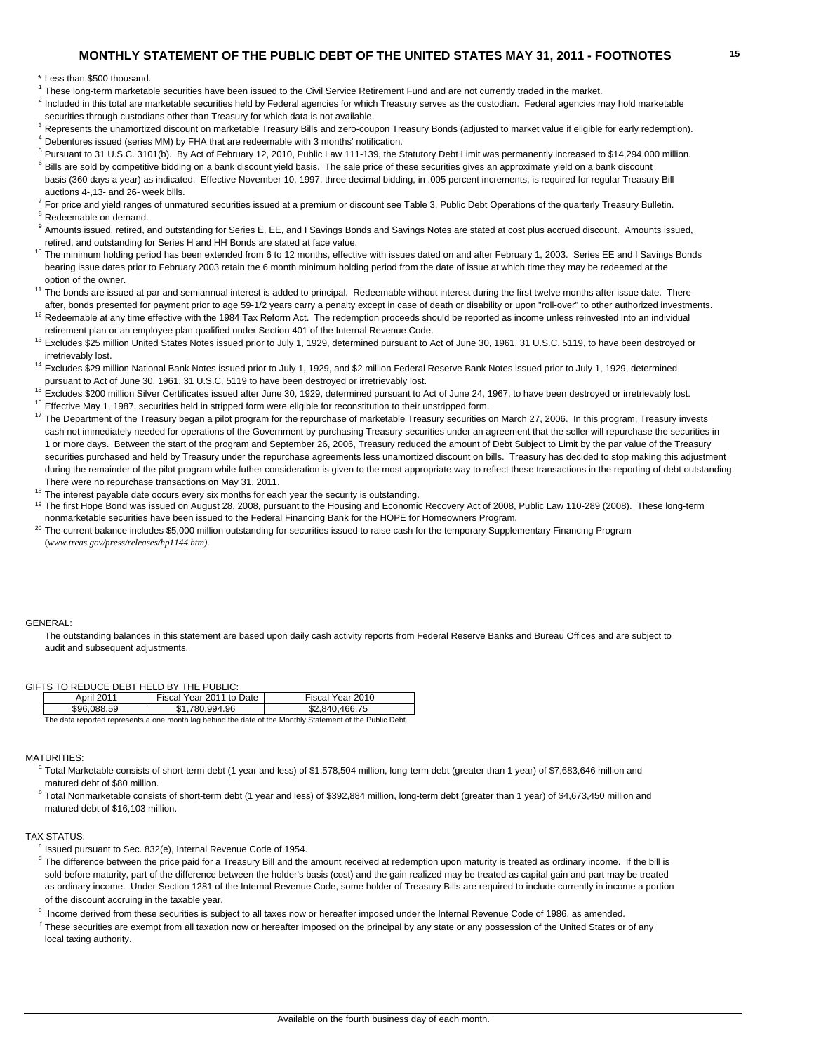# MONTHLY STATEMENT OF THE PUBLIC DEBT OF THE UNITED STATES MAY 31, 2011 - FOOTNOTES

\* Less than $500 thousand.

[1] These long-term marketable securities have been issued to the Civil Service Retirement Fund and are not currently traded in the market.

[2] Included in this total are marketable securities held by Federal agencies for which Treasury serves as the custodian. Federal agencies may hold marketable securities through custodians other than Treasury for which data is not available.

[3] Represents the unamortized discount on marketable Treasury Bills and zero-coupon Treasury Bonds (adjusted to market value if eligible for early redemption).

[4] Debentures issued (series MM) by FHA that are redeemable with 3 months' notification.

[5] Pursuant to 31 U.S.C. 3101(b). By Act of February 12, 2010, Public Law 111-139, the Statutory Debt Limit was permanently increased to $14,294,000 million.

[6] Bills are sold by competitive bidding on a bank discount yield basis. The sale price of these securities gives an approximate yield on a bank discount basis (360 days a year) as indicated. Effective November 10, 1997, three decimal bidding, in .005 percent increments, is required for regular Treasury Bill auctions 4-,13- and 26- week bills.

[7] For price and yield ranges of unmatured securities issued at a premium or discount see Table 3, Public Debt Operations of the quarterly Treasury Bulletin.

[8] Redeemable on demand.

[9] Amounts issued, retired, and outstanding for Series E, EE, and I Savings Bonds and Savings Notes are stated at cost plus accrued discount. Amounts issued, retired, and outstanding for Series H and HH Bonds are stated at face value.

[10] The minimum holding period has been extended from 6 to 12 months, effective with issues dated on and after February 1, 2003. Series EE and I Savings Bonds bearing issue dates prior to February 2003 retain the 6 month minimum holding period from the date of issue at which time they may be redeemed at the option of the owner.

[11] The bonds are issued at par and semiannual interest is added to principal. Redeemable without interest during the first twelve months after issue date. Thereafter, bonds presented for payment prior to age 59-1/2 years carry a penalty except in case of death or disability or upon "roll-over" to other authorized investments.

[12] Redeemable at any time effective with the 1984 Tax Reform Act. The redemption proceeds should be reported as income unless reinvested into an individual retirement plan or an employee plan qualified under Section 401 of the Internal Revenue Code.

[13] Excludes $25 million United States Notes issued prior to July 1, 1929, determined pursuant to Act of June 30, 1961, 31 U.S.C. 5119, to have been destroyed or irretrievably lost.

[14] Excludes $29 million National Bank Notes issued prior to July 1, 1929, and $2 million Federal Reserve Bank Notes issued prior to July 1, 1929, determined pursuant to Act of June 30, 1961, 31 U.S.C. 5119 to have been destroyed or irretrievably lost.

[15] Excludes $200 million Silver Certificates issued after June 30, 1929, determined pursuant to Act of June 24, 1967, to have been destroyed or irretrievably lost.

[16] Effective May 1, 1987, securities held in stripped form were eligible for reconstitution to their unstripped form.

[17] The Department of the Treasury began a pilot program for the repurchase of marketable Treasury securities on March 27, 2006. In this program, Treasury invests cash not immediately needed for operations of the Government by purchasing Treasury securities under an agreement that the seller will repurchase the securities in 1 or more days. Between the start of the program and September 26, 2006, Treasury reduced the amount of Debt Subject to Limit by the par value of the Treasury securities purchased and held by Treasury under the repurchase agreements less unamortized discount on bills. Treasury has decided to stop making this adjustment during the remainder of the pilot program while futher consideration is given to the most appropriate way to reflect these transactions in the reporting of debt outstanding. There were no repurchase transactions on May 31, 2011.

[18] The interest payable date occurs every six months for each year the security is outstanding.

[19] The first Hope Bond was issued on August 28, 2008, pursuant to the Housing and Economic Recovery Act of 2008, Public Law 110-289 (2008). These long-term nonmarketable securities have been issued to the Federal Financing Bank for the HOPE for Homeowners Program.

[20] The current balance includes $5,000 million outstanding for securities issued to raise cash for the temporary Supplementary Financing Program (*www.treas.gov/press/releases/hp1144.htm)*.

GENERAL:

The outstanding balances in this statement are based upon daily cash activity reports from Federal Reserve Banks and Bureau Offices and are subject to audit and subsequent adjustments.

GIFTS TO REDUCE DEBT HELD BY THE PUBLIC:

| April 2011 | Fiscal Year 2011 to Date | Fiscal Year 2010 |
|---|---|---|
| $96,088.59 | $1,780,994.96 | $2,840,466.75 |

The data reported represents a one month lag behind the date of the Monthly Statement of the Public Debt.

MATURITIES:

[a] Total Marketable consists of short-term debt (1 year and less) of $1,578,504 million, long-term debt (greater than 1 year) of $7,683,646 million and matured debt of $80 million.

[b] Total Nonmarketable consists of short-term debt (1 year and less) of $392,884 million, long-term debt (greater than 1 year) of $4,673,450 million and matured debt of $16,103 million.

TAX STATUS:

[c] Issued pursuant to Sec. 832(e), Internal Revenue Code of 1954.

[d] The difference between the price paid for a Treasury Bill and the amount received at redemption upon maturity is treated as ordinary income. If the bill is sold before maturity, part of the difference between the holder's basis (cost) and the gain realized may be treated as capital gain and part may be treated as ordinary income. Under Section 1281 of the Internal Revenue Code, some holder of Treasury Bills are required to include currently in income a portion of the discount accruing in the taxable year.

[e] Income derived from these securities is subject to all taxes now or hereafter imposed under the Internal Revenue Code of 1986, as amended.

[f] These securities are exempt from all taxation now or hereafter imposed on the principal by any state or any possession of the United States or of any local taxing authority.

Available on the fourth business day of each month.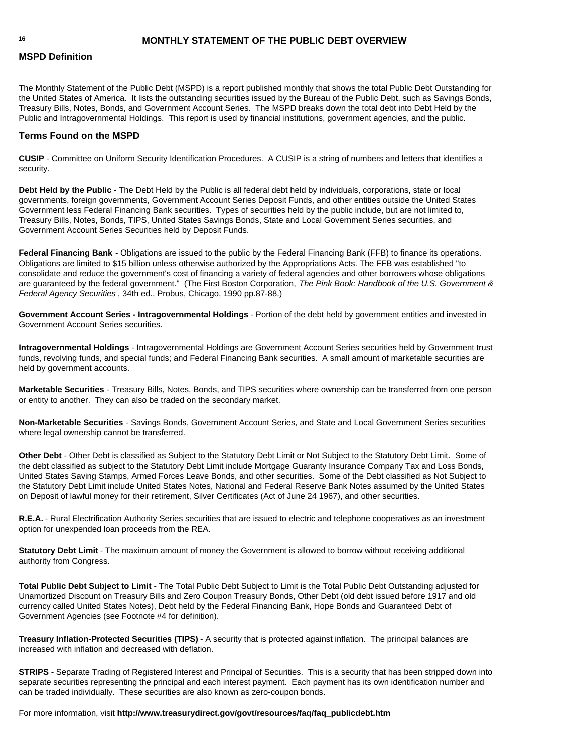# MONTHLY STATEMENT OF THE PUBLIC DEBT OVERVIEW

## MSPD Definition

The Monthly Statement of the Public Debt (MSPD) is a report published monthly that shows the total Public Debt Outstanding for the United States of America. It lists the outstanding securities issued by the Bureau of the Public Debt, such as Savings Bonds, Treasury Bills, Notes, Bonds, and Government Account Series. The MSPD breaks down the total debt into Debt Held by the Public and Intragovernmental Holdings. This report is used by financial institutions, government agencies, and the public.

## Terms Found on the MSPD

**CUSIP** - Committee on Uniform Security Identification Procedures. A CUSIP is a string of numbers and letters that identifies a security.

**Debt Held by the Public** - The Debt Held by the Public is all federal debt held by individuals, corporations, state or local governments, foreign governments, Government Account Series Deposit Funds, and other entities outside the United States Government less Federal Financing Bank securities. Types of securities held by the public include, but are not limited to, Treasury Bills, Notes, Bonds, TIPS, United States Savings Bonds, State and Local Government Series securities, and Government Account Series Securities held by Deposit Funds.

**Federal Financing Bank** - Obligations are issued to the public by the Federal Financing Bank (FFB) to finance its operations. Obligations are limited to $15 billion unless otherwise authorized by the Appropriations Acts. The FFB was established "to consolidate and reduce the government's cost of financing a variety of federal agencies and other borrowers whose obligations are guaranteed by the federal government." (The First Boston Corporation, *The Pink Book: Handbook of the U.S. Government & Federal Agency Securities* , 34th ed., Probus, Chicago, 1990 pp.87-88.)

**Government Account Series - Intragovernmental Holdings** - Portion of the debt held by government entities and invested in Government Account Series securities.

**Intragovernmental Holdings** - Intragovernmental Holdings are Government Account Series securities held by Government trust funds, revolving funds, and special funds; and Federal Financing Bank securities. A small amount of marketable securities are held by government accounts.

**Marketable Securities** - Treasury Bills, Notes, Bonds, and TIPS securities where ownership can be transferred from one person or entity to another. They can also be traded on the secondary market.

**Non-Marketable Securities** - Savings Bonds, Government Account Series, and State and Local Government Series securities where legal ownership cannot be transferred.

**Other Debt** - Other Debt is classified as Subject to the Statutory Debt Limit or Not Subject to the Statutory Debt Limit. Some of the debt classified as subject to the Statutory Debt Limit include Mortgage Guaranty Insurance Company Tax and Loss Bonds, United States Saving Stamps, Armed Forces Leave Bonds, and other securities. Some of the Debt classified as Not Subject to the Statutory Debt Limit include United States Notes, National and Federal Reserve Bank Notes assumed by the United States on Deposit of lawful money for their retirement, Silver Certificates (Act of June 24 1967), and other securities.

**R.E.A.** - Rural Electrification Authority Series securities that are issued to electric and telephone cooperatives as an investment option for unexpended loan proceeds from the REA.

**Statutory Debt Limit** - The maximum amount of money the Government is allowed to borrow without receiving additional authority from Congress.

**Total Public Debt Subject to Limit** - The Total Public Debt Subject to Limit is the Total Public Debt Outstanding adjusted for Unamortized Discount on Treasury Bills and Zero Coupon Treasury Bonds, Other Debt (old debt issued before 1917 and old currency called United States Notes), Debt held by the Federal Financing Bank, Hope Bonds and Guaranteed Debt of Government Agencies (see Footnote #4 for definition).

**Treasury Inflation-Protected Securities (TIPS)** - A security that is protected against inflation. The principal balances are increased with inflation and decreased with deflation.

**STRIPS -** Separate Trading of Registered Interest and Principal of Securities. This is a security that has been stripped down into separate securities representing the principal and each interest payment. Each payment has its own identification number and can be traded individually. These securities are also known as zero-coupon bonds.

For more information, visit **http://www.treasurydirect.gov/govt/resources/faq/faq_publicdebt.htm**